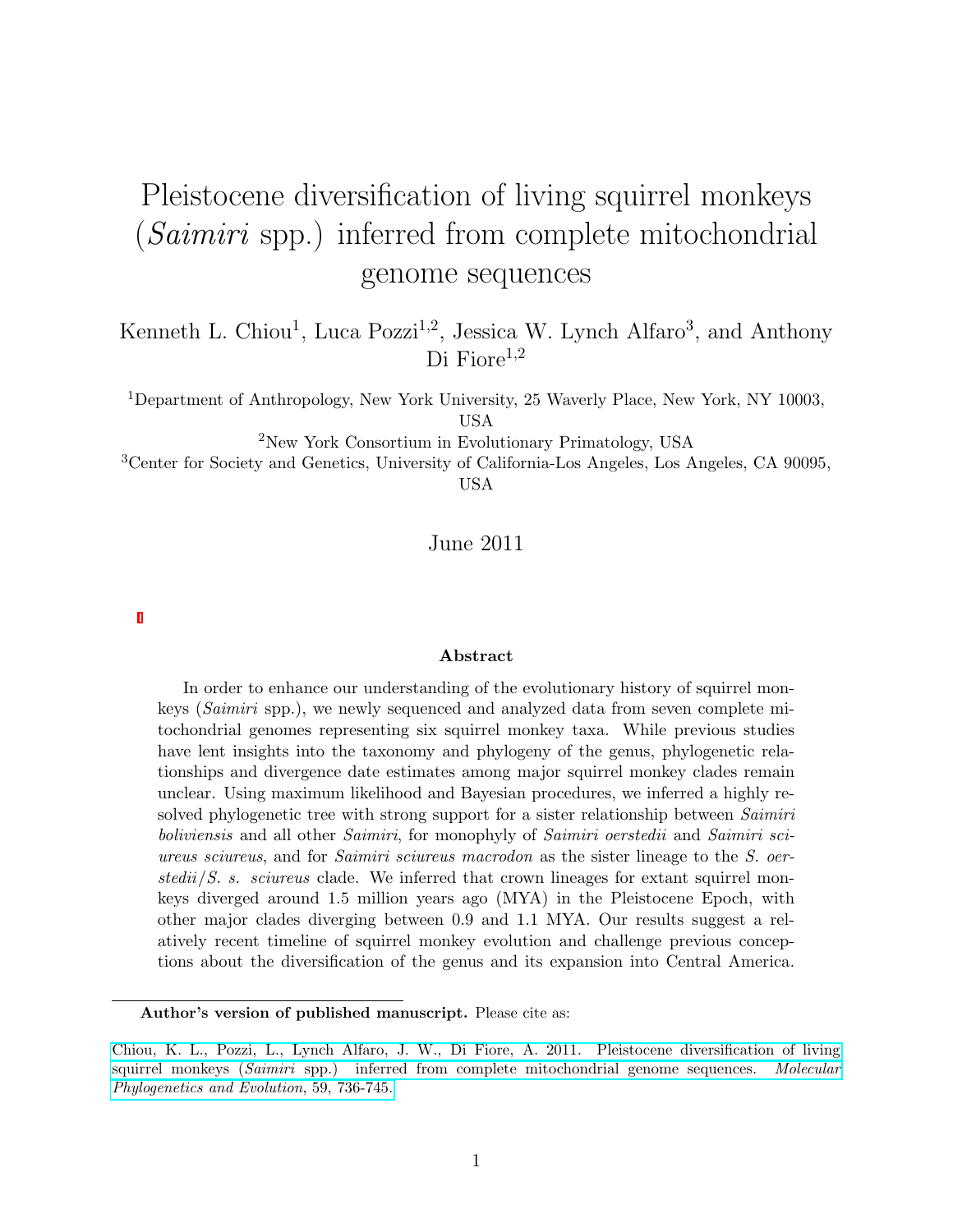# Pleistocene diversification of living squirrel monkeys (*Saimiri* spp.) inferred from complete mitochondrial genome sequences

Kenneth L. Chiou[1], Luca Pozzi[1,2], Jessica W. Lynch Alfaro[3], and Anthony Di Fiore[1,2]

[1]Department of Anthropology, New York University, 25 Waverly Place, New York, NY 10003, USA

[2]New York Consortium in Evolutionary Primatology, USA

[3]Center for Society and Genetics, University of California-Los Angeles, Los Angeles, CA 90095, USA

June 2011

**Abstract**

In order to enhance our understanding of the evolutionary history of squirrel monkeys (*Saimiri* spp.), we newly sequenced and analyzed data from seven complete mitochondrial genomes representing six squirrel monkey taxa. While previous studies have lent insights into the taxonomy and phylogeny of the genus, phylogenetic relationships and divergence date estimates among major squirrel monkey clades remain unclear. Using maximum likelihood and Bayesian procedures, we inferred a highly resolved phylogenetic tree with strong support for a sister relationship between *Saimiri boliviensis* and all other *Saimiri*, for monophyly of *Saimiri oerstedii* and *Saimiri sciureus sciureus*, and for *Saimiri sciureus macrodon* as the sister lineage to the *S. oerstedii*/*S. s. sciureus* clade. We inferred that crown lineages for extant squirrel monkeys diverged around 1.5 million years ago (MYA) in the Pleistocene Epoch, with other major clades diverging between 0.9 and 1.1 MYA. Our results suggest a relatively recent timeline of squirrel monkey evolution and challenge previous conceptions about the diversification of the genus and its expansion into Central America.

**Author's version of published manuscript.** Please cite as:

Chiou, K. L., Pozzi, L., Lynch Alfaro, J. W., Di Fiore, A. 2011. Pleistocene diversification of living squirrel monkeys (*Saimiri* spp.) inferred from complete mitochondrial genome sequences. *Molecular Phylogenetics and Evolution*, 59, 736-745.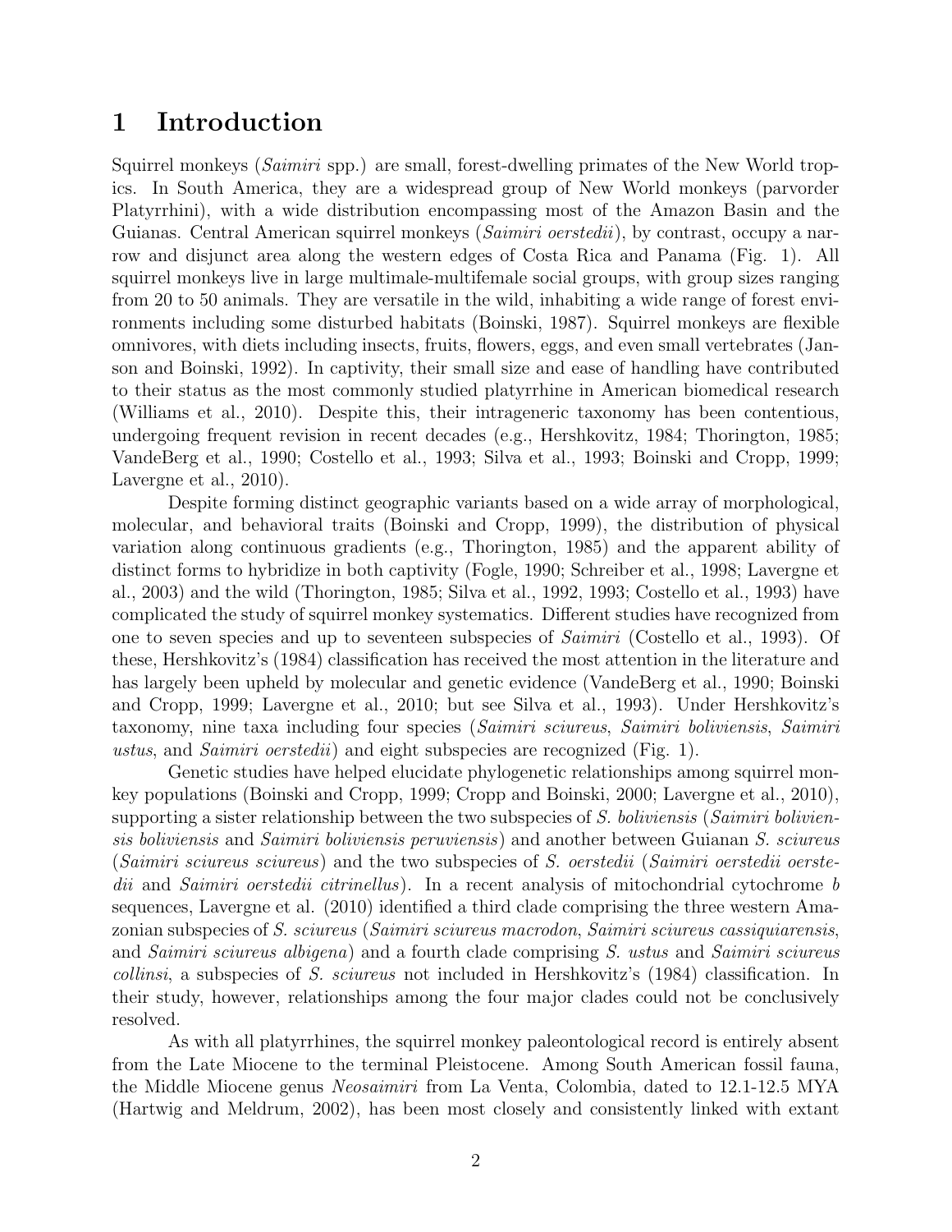# 1 Introduction

Squirrel monkeys (*Saimiri* spp.) are small, forest-dwelling primates of the New World tropics. In South America, they are a widespread group of New World monkeys (parvorder Platyrrhini), with a wide distribution encompassing most of the Amazon Basin and the Guianas. Central American squirrel monkeys (*Saimiri oerstedii*), by contrast, occupy a narrow and disjunct area along the western edges of Costa Rica and Panama (Fig. 1). All squirrel monkeys live in large multimale-multifemale social groups, with group sizes ranging from 20 to 50 animals. They are versatile in the wild, inhabiting a wide range of forest environments including some disturbed habitats (Boinski, 1987). Squirrel monkeys are flexible omnivores, with diets including insects, fruits, flowers, eggs, and even small vertebrates (Janson and Boinski, 1992). In captivity, their small size and ease of handling have contributed to their status as the most commonly studied platyrrhine in American biomedical research (Williams et al., 2010). Despite this, their intrageneric taxonomy has been contentious, undergoing frequent revision in recent decades (e.g., Hershkovitz, 1984; Thorington, 1985; VandeBerg et al., 1990; Costello et al., 1993; Silva et al., 1993; Boinski and Cropp, 1999; Lavergne et al., 2010).

Despite forming distinct geographic variants based on a wide array of morphological, molecular, and behavioral traits (Boinski and Cropp, 1999), the distribution of physical variation along continuous gradients (e.g., Thorington, 1985) and the apparent ability of distinct forms to hybridize in both captivity (Fogle, 1990; Schreiber et al., 1998; Lavergne et al., 2003) and the wild (Thorington, 1985; Silva et al., 1992, 1993; Costello et al., 1993) have complicated the study of squirrel monkey systematics. Different studies have recognized from one to seven species and up to seventeen subspecies of *Saimiri* (Costello et al., 1993). Of these, Hershkovitz's (1984) classification has received the most attention in the literature and has largely been upheld by molecular and genetic evidence (VandeBerg et al., 1990; Boinski and Cropp, 1999; Lavergne et al., 2010; but see Silva et al., 1993). Under Hershkovitz's taxonomy, nine taxa including four species (*Saimiri sciureus*, *Saimiri boliviensis*, *Saimiri ustus*, and *Saimiri oerstedii*) and eight subspecies are recognized (Fig. 1).

Genetic studies have helped elucidate phylogenetic relationships among squirrel monkey populations (Boinski and Cropp, 1999; Cropp and Boinski, 2000; Lavergne et al., 2010), supporting a sister relationship between the two subspecies of *S. boliviensis* (*Saimiri boliviensis boliviensis* and *Saimiri boliviensis peruviensis*) and another between Guianan *S. sciureus* (*Saimiri sciureus sciureus*) and the two subspecies of *S. oerstedii* (*Saimiri oerstedii oerstedii* and *Saimiri oerstedii citrinellus*). In a recent analysis of mitochondrial cytochrome *b* sequences, Lavergne et al. (2010) identified a third clade comprising the three western Amazonian subspecies of *S. sciureus* (*Saimiri sciureus macrodon*, *Saimiri sciureus cassiquiarensis*, and *Saimiri sciureus albigena*) and a fourth clade comprising *S. ustus* and *Saimiri sciureus collinsi*, a subspecies of *S. sciureus* not included in Hershkovitz's (1984) classification. In their study, however, relationships among the four major clades could not be conclusively resolved.

As with all platyrrhines, the squirrel monkey paleontological record is entirely absent from the Late Miocene to the terminal Pleistocene. Among South American fossil fauna, the Middle Miocene genus *Neosaimiri* from La Venta, Colombia, dated to 12.1-12.5 MYA (Hartwig and Meldrum, 2002), has been most closely and consistently linked with extant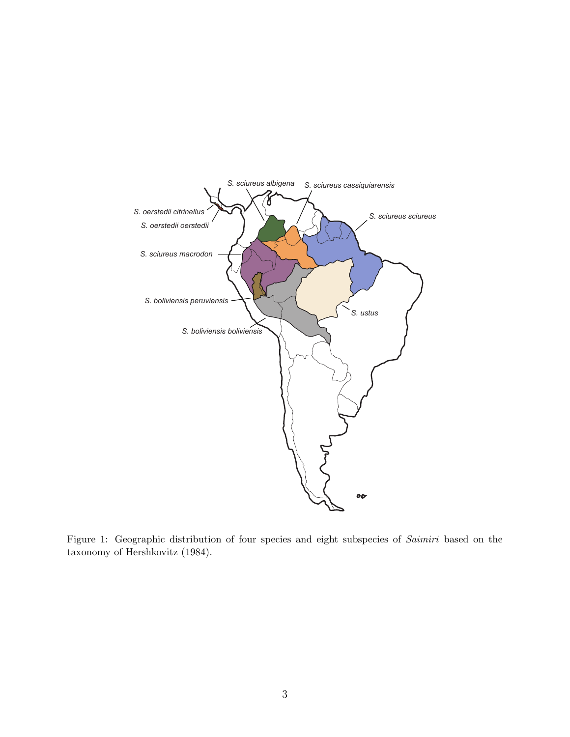Figure 1: Geographic distribution of four species and eight subspecies of *Saimiri* based on the taxonomy of Hershkovitz (1984).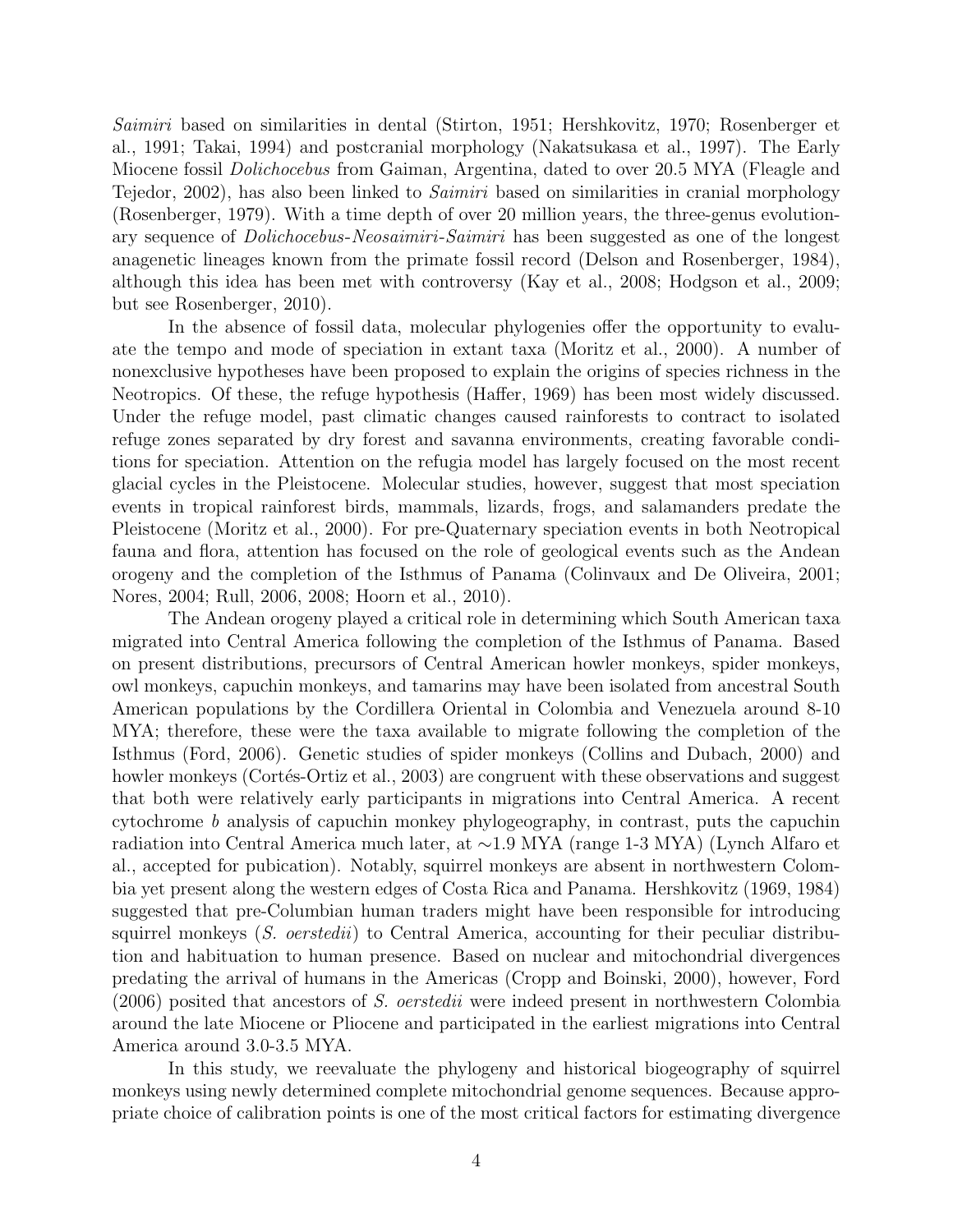*Saimiri* based on similarities in dental (Stirton, 1951; Hershkovitz, 1970; Rosenberger et al., 1991; Takai, 1994) and postcranial morphology (Nakatsukasa et al., 1997). The Early Miocene fossil *Dolichocebus* from Gaiman, Argentina, dated to over 20.5 MYA (Fleagle and Tejedor, 2002), has also been linked to *Saimiri* based on similarities in cranial morphology (Rosenberger, 1979). With a time depth of over 20 million years, the three-genus evolutionary sequence of *Dolichocebus-Neosaimiri-Saimiri* has been suggested as one of the longest anagenetic lineages known from the primate fossil record (Delson and Rosenberger, 1984), although this idea has been met with controversy (Kay et al., 2008; Hodgson et al., 2009; but see Rosenberger, 2010).

In the absence of fossil data, molecular phylogenies offer the opportunity to evaluate the tempo and mode of speciation in extant taxa (Moritz et al., 2000). A number of nonexclusive hypotheses have been proposed to explain the origins of species richness in the Neotropics. Of these, the refuge hypothesis (Haffer, 1969) has been most widely discussed. Under the refuge model, past climatic changes caused rainforests to contract to isolated refuge zones separated by dry forest and savanna environments, creating favorable conditions for speciation. Attention on the refugia model has largely focused on the most recent glacial cycles in the Pleistocene. Molecular studies, however, suggest that most speciation events in tropical rainforest birds, mammals, lizards, frogs, and salamanders predate the Pleistocene (Moritz et al., 2000). For pre-Quaternary speciation events in both Neotropical fauna and flora, attention has focused on the role of geological events such as the Andean orogeny and the completion of the Isthmus of Panama (Colinvaux and De Oliveira, 2001; Nores, 2004; Rull, 2006, 2008; Hoorn et al., 2010).

The Andean orogeny played a critical role in determining which South American taxa migrated into Central America following the completion of the Isthmus of Panama. Based on present distributions, precursors of Central American howler monkeys, spider monkeys, owl monkeys, capuchin monkeys, and tamarins may have been isolated from ancestral South American populations by the Cordillera Oriental in Colombia and Venezuela around 8-10 MYA; therefore, these were the taxa available to migrate following the completion of the Isthmus (Ford, 2006). Genetic studies of spider monkeys (Collins and Dubach, 2000) and howler monkeys (Cortés-Ortiz et al., 2003) are congruent with these observations and suggest that both were relatively early participants in migrations into Central America. A recent cytochrome *b* analysis of capuchin monkey phylogeography, in contrast, puts the capuchin radiation into Central America much later, at ∼1.9 MYA (range 1-3 MYA) (Lynch Alfaro et al., accepted for pubication). Notably, squirrel monkeys are absent in northwestern Colombia yet present along the western edges of Costa Rica and Panama. Hershkovitz (1969, 1984) suggested that pre-Columbian human traders might have been responsible for introducing squirrel monkeys (*S. oerstedii*) to Central America, accounting for their peculiar distribution and habituation to human presence. Based on nuclear and mitochondrial divergences predating the arrival of humans in the Americas (Cropp and Boinski, 2000), however, Ford (2006) posited that ancestors of *S. oerstedii* were indeed present in northwestern Colombia around the late Miocene or Pliocene and participated in the earliest migrations into Central America around 3.0-3.5 MYA.

In this study, we reevaluate the phylogeny and historical biogeography of squirrel monkeys using newly determined complete mitochondrial genome sequences. Because appropriate choice of calibration points is one of the most critical factors for estimating divergence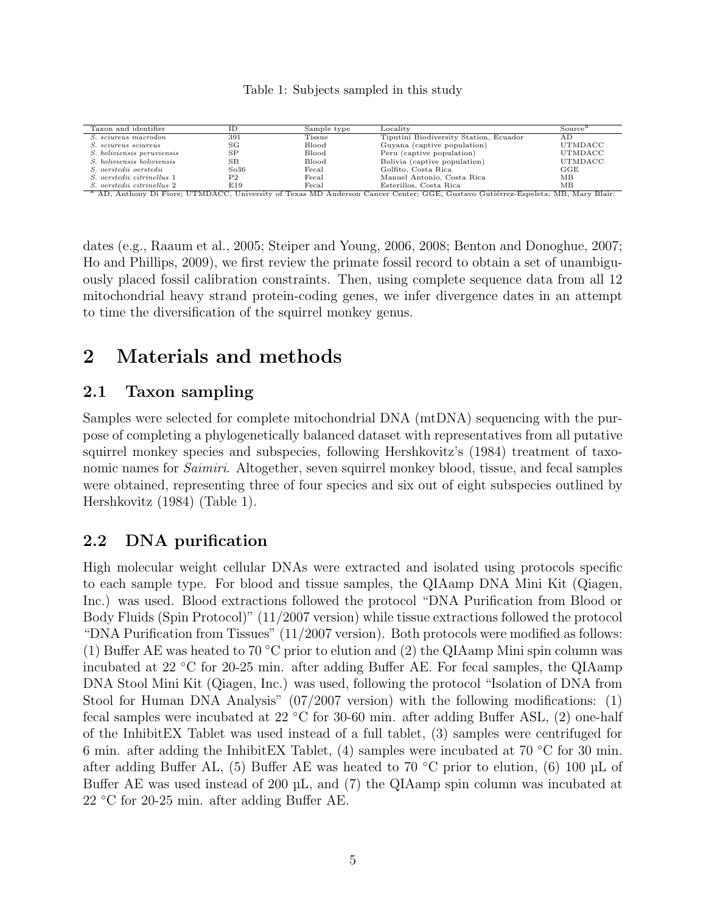Table 1: Subjects sampled in this study

| Taxon and identifier | ID | Sample type | Locality | Source[a] |
| --- | --- | --- | --- | --- |
| *S. sciureus macrodon* | 391 | Tissue | Tiputini Biodiversity Station, Ecuador | AD |
| *S. sciureus sciureus* | SG | Blood | Guyana (captive population) | UTMDACC |
| *S. boliviensis peruviensis* | SP | Blood | Peru (captive population) | UTMDACC |
| *S. boliviensis boliviensis* | SB | Blood | Bolivia (captive population) | UTMDACC |
| *S. oerstedii oerstedii* | So36 | Fecal | Golfito, Costa Rica | GGE |
| *S. oerstedii citrinellus* 1 | P2 | Fecal | Manuel Antonio, Costa Rica | MB |
| *S. oerstedii citrinellus* 2 | E19 | Fecal | Esterillos, Costa Rica | MB |

[a] AD, Anthony Di Fiore; UTMDACC, University of Texas MD Anderson Cancer Center; GGE, Gustavo Gutiérrez-Espeleta; MB, Mary Blair.

dates (e.g., Raaum et al., 2005; Steiper and Young, 2006, 2008; Benton and Donoghue, 2007; Ho and Phillips, 2009), we first review the primate fossil record to obtain a set of unambiguously placed fossil calibration constraints. Then, using complete sequence data from all 12 mitochondrial heavy strand protein-coding genes, we infer divergence dates in an attempt to time the diversification of the squirrel monkey genus.

# 2 Materials and methods

## 2.1 Taxon sampling

Samples were selected for complete mitochondrial DNA (mtDNA) sequencing with the purpose of completing a phylogenetically balanced dataset with representatives from all putative squirrel monkey species and subspecies, following Hershkovitz's (1984) treatment of taxonomic names for *Saimiri*. Altogether, seven squirrel monkey blood, tissue, and fecal samples were obtained, representing three of four species and six out of eight subspecies outlined by Hershkovitz (1984) (Table 1).

## 2.2 DNA purification

High molecular weight cellular DNAs were extracted and isolated using protocols specific to each sample type. For blood and tissue samples, the QIAamp DNA Mini Kit (Qiagen, Inc.) was used. Blood extractions followed the protocol "DNA Purification from Blood or Body Fluids (Spin Protocol)" (11/2007 version) while tissue extractions followed the protocol "DNA Purification from Tissues" (11/2007 version). Both protocols were modified as follows: (1) Buffer AE was heated to 70 °C prior to elution and (2) the QIAamp Mini spin column was incubated at 22 °C for 20-25 min. after adding Buffer AE. For fecal samples, the QIAamp DNA Stool Mini Kit (Qiagen, Inc.) was used, following the protocol "Isolation of DNA from Stool for Human DNA Analysis" (07/2007 version) with the following modifications: (1) fecal samples were incubated at 22 °C for 30-60 min. after adding Buffer ASL, (2) one-half of the InhibitEX Tablet was used instead of a full tablet, (3) samples were centrifuged for 6 min. after adding the InhibitEX Tablet, (4) samples were incubated at 70 °C for 30 min. after adding Buffer AL, (5) Buffer AE was heated to 70 °C prior to elution, (6) 100 µL of Buffer AE was used instead of 200 µL, and (7) the QIAamp spin column was incubated at 22 °C for 20-25 min. after adding Buffer AE.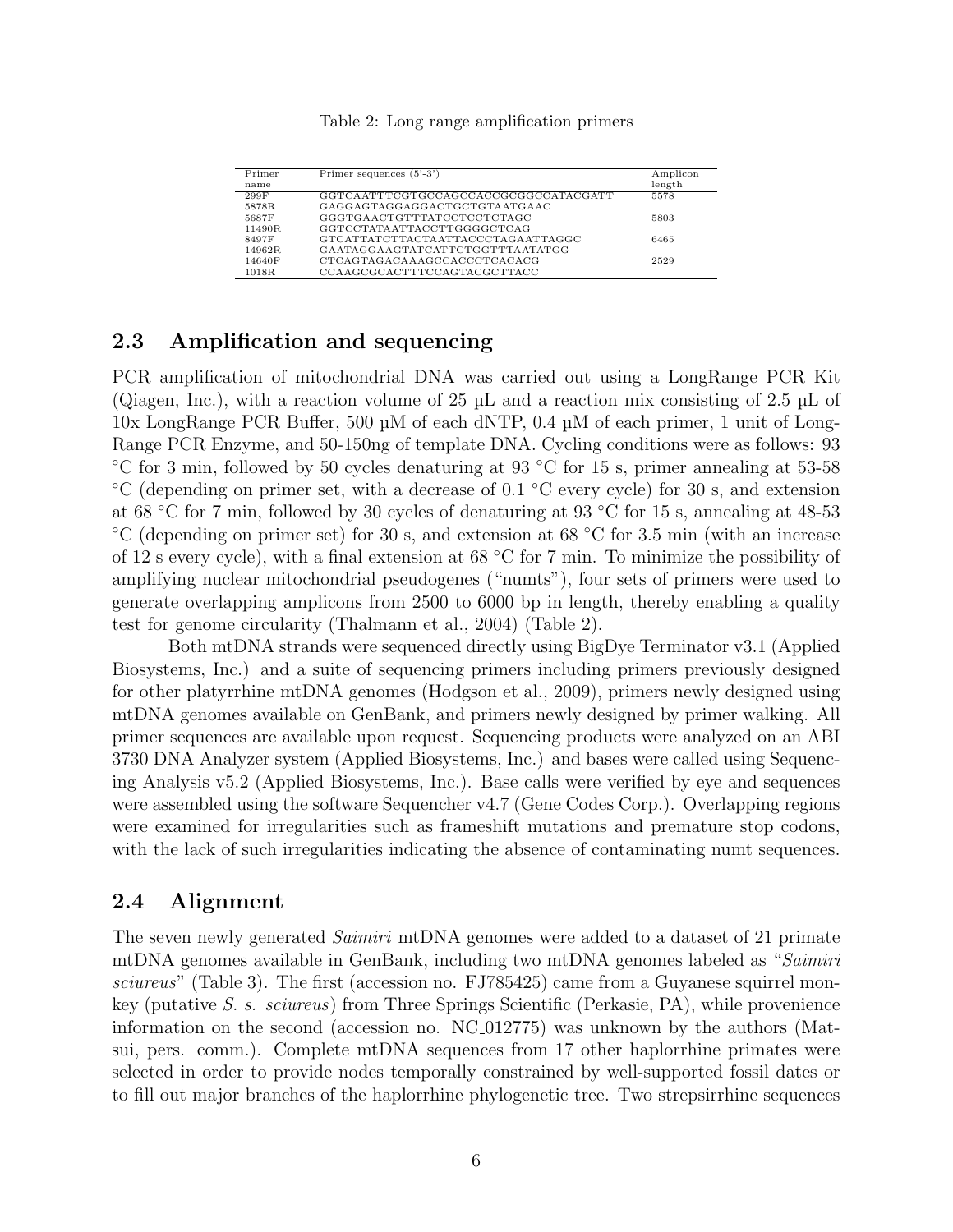Table 2: Long range amplification primers

| Primer name | Primer sequences (5'-3') | Amplicon length |
|---|---|---|
| 299F | GGTCAATTTCGTGCCAGCCACCGCGGCCATACGATT | 5578 |
| 5878R | GAGGAGTAGGAGGACTGCTGTAATGAAC | |
| 5687F | GGGTGAACTGTTTATCCTCCTCTAGC | 5803 |
| 11490R | GGTCCTATAATTACCTTGGGGCTCAG | |
| 8497F | GTCATTATCTTACTAATTACCCTAGAATTAGGC | 6465 |
| 14962R | GAATAGGAAGTATCATTCTGGTTTAATATGG | |
| 14640F | CTCAGTAGACAAAGCCACCCTCACACG | 2529 |
| 1018R | CCAAGCGCACTTTCCAGTACGCTTACC | |

## 2.3 Amplification and sequencing

PCR amplification of mitochondrial DNA was carried out using a LongRange PCR Kit (Qiagen, Inc.), with a reaction volume of 25 µL and a reaction mix consisting of 2.5 µL of 10x LongRange PCR Buffer, 500 µM of each dNTP, 0.4 µM of each primer, 1 unit of LongRange PCR Enzyme, and 50-150ng of template DNA. Cycling conditions were as follows: 93 °C for 3 min, followed by 50 cycles denaturing at 93 °C for 15 s, primer annealing at 53-58 °C (depending on primer set, with a decrease of 0.1 °C every cycle) for 30 s, and extension at 68 °C for 7 min, followed by 30 cycles of denaturing at 93 °C for 15 s, annealing at 48-53 °C (depending on primer set) for 30 s, and extension at 68 °C for 3.5 min (with an increase of 12 s every cycle), with a final extension at 68 °C for 7 min. To minimize the possibility of amplifying nuclear mitochondrial pseudogenes ("numts"), four sets of primers were used to generate overlapping amplicons from 2500 to 6000 bp in length, thereby enabling a quality test for genome circularity (Thalmann et al., 2004) (Table 2).

Both mtDNA strands were sequenced directly using BigDye Terminator v3.1 (Applied Biosystems, Inc.) and a suite of sequencing primers including primers previously designed for other platyrrhine mtDNA genomes (Hodgson et al., 2009), primers newly designed using mtDNA genomes available on GenBank, and primers newly designed by primer walking. All primer sequences are available upon request. Sequencing products were analyzed on an ABI 3730 DNA Analyzer system (Applied Biosystems, Inc.) and bases were called using Sequencing Analysis v5.2 (Applied Biosystems, Inc.). Base calls were verified by eye and sequences were assembled using the software Sequencher v4.7 (Gene Codes Corp.). Overlapping regions were examined for irregularities such as frameshift mutations and premature stop codons, with the lack of such irregularities indicating the absence of contaminating numt sequences.

## 2.4 Alignment

The seven newly generated *Saimiri* mtDNA genomes were added to a dataset of 21 primate mtDNA genomes available in GenBank, including two mtDNA genomes labeled as "*Saimiri sciureus*" (Table 3). The first (accession no. FJ785425) came from a Guyanese squirrel monkey (putative *S. s. sciureus*) from Three Springs Scientific (Perkasie, PA), while provenience information on the second (accession no. NC_012775) was unknown by the authors (Matsui, pers. comm.). Complete mtDNA sequences from 17 other haplorrhine primates were selected in order to provide nodes temporally constrained by well-supported fossil dates or to fill out major branches of the haplorrhine phylogenetic tree. Two strepsirrhine sequences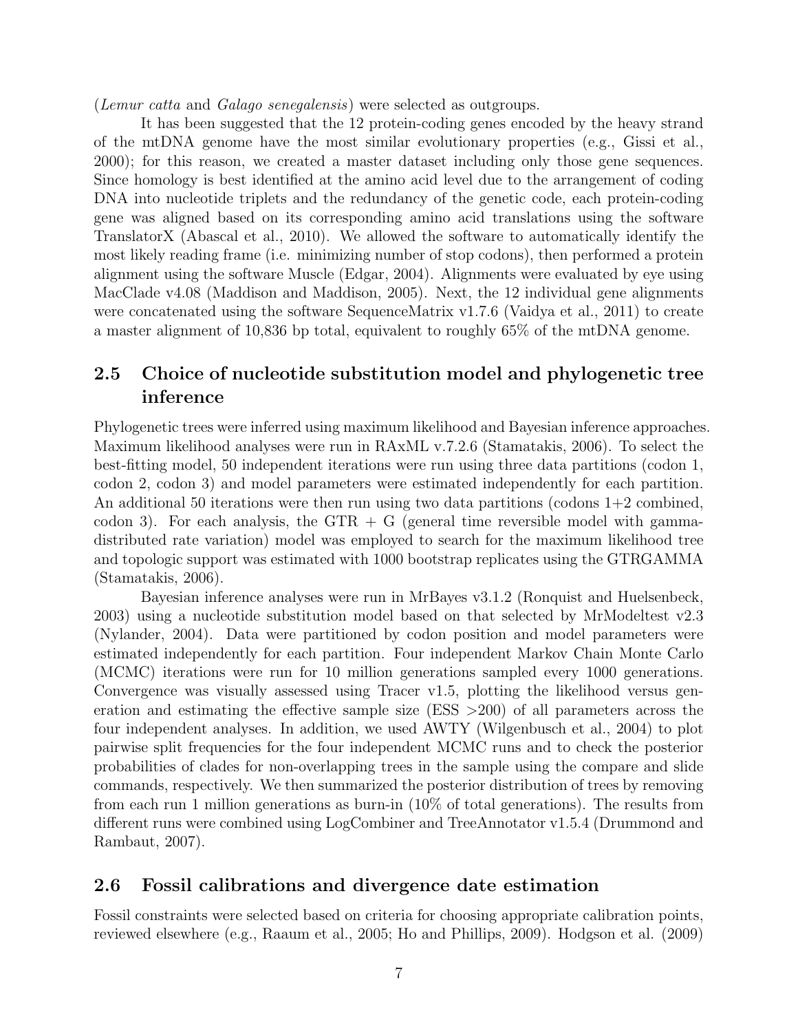(*Lemur catta* and *Galago senegalensis*) were selected as outgroups.

It has been suggested that the 12 protein-coding genes encoded by the heavy strand of the mtDNA genome have the most similar evolutionary properties (e.g., Gissi et al., 2000); for this reason, we created a master dataset including only those gene sequences. Since homology is best identified at the amino acid level due to the arrangement of coding DNA into nucleotide triplets and the redundancy of the genetic code, each protein-coding gene was aligned based on its corresponding amino acid translations using the software TranslatorX (Abascal et al., 2010). We allowed the software to automatically identify the most likely reading frame (i.e. minimizing number of stop codons), then performed a protein alignment using the software Muscle (Edgar, 2004). Alignments were evaluated by eye using MacClade v4.08 (Maddison and Maddison, 2005). Next, the 12 individual gene alignments were concatenated using the software SequenceMatrix v1.7.6 (Vaidya et al., 2011) to create a master alignment of 10,836 bp total, equivalent to roughly 65% of the mtDNA genome.

## 2.5 Choice of nucleotide substitution model and phylogenetic tree inference

Phylogenetic trees were inferred using maximum likelihood and Bayesian inference approaches. Maximum likelihood analyses were run in RAxML v.7.2.6 (Stamatakis, 2006). To select the best-fitting model, 50 independent iterations were run using three data partitions (codon 1, codon 2, codon 3) and model parameters were estimated independently for each partition. An additional 50 iterations were then run using two data partitions (codons 1+2 combined, codon 3). For each analysis, the GTR + G (general time reversible model with gamma-distributed rate variation) model was employed to search for the maximum likelihood tree and topologic support was estimated with 1000 bootstrap replicates using the GTRGAMMA (Stamatakis, 2006).

Bayesian inference analyses were run in MrBayes v3.1.2 (Ronquist and Huelsenbeck, 2003) using a nucleotide substitution model based on that selected by MrModeltest v2.3 (Nylander, 2004). Data were partitioned by codon position and model parameters were estimated independently for each partition. Four independent Markov Chain Monte Carlo (MCMC) iterations were run for 10 million generations sampled every 1000 generations. Convergence was visually assessed using Tracer v1.5, plotting the likelihood versus generation and estimating the effective sample size (ESS >200) of all parameters across the four independent analyses. In addition, we used AWTY (Wilgenbusch et al., 2004) to plot pairwise split frequencies for the four independent MCMC runs and to check the posterior probabilities of clades for non-overlapping trees in the sample using the compare and slide commands, respectively. We then summarized the posterior distribution of trees by removing from each run 1 million generations as burn-in (10% of total generations). The results from different runs were combined using LogCombiner and TreeAnnotator v1.5.4 (Drummond and Rambaut, 2007).

## 2.6 Fossil calibrations and divergence date estimation

Fossil constraints were selected based on criteria for choosing appropriate calibration points, reviewed elsewhere (e.g., Raaum et al., 2005; Ho and Phillips, 2009). Hodgson et al. (2009)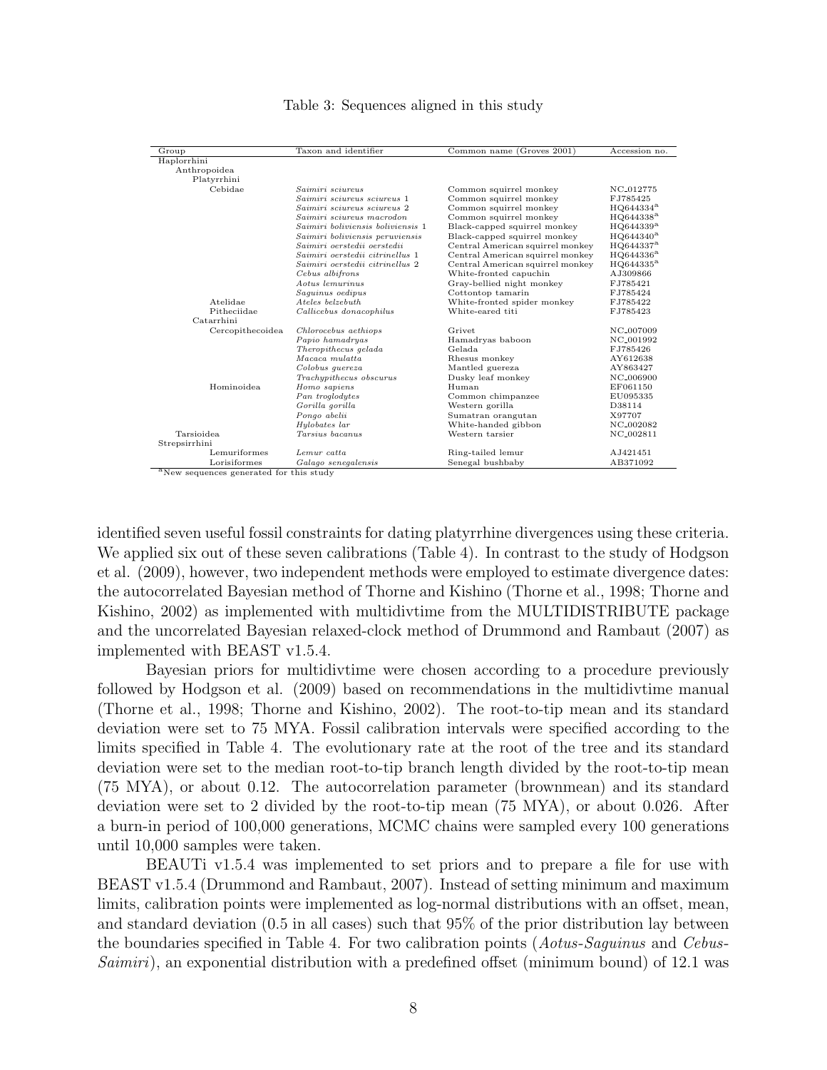Table 3: Sequences aligned in this study

| Group | Taxon and identifier | Common name (Groves 2001) | Accession no. |
|---|---|---|---|
| Haplorrhini | | | |
| Anthropoidea | | | |
| Platyrrhini | | | |
| Cebidae | *Saimiri sciureus* | Common squirrel monkey | NC_012775 |
| | *Saimiri sciureus sciureus* 1 | Common squirrel monkey | FJ785425 |
| | *Saimiri sciureus sciureus* 2 | Common squirrel monkey | HQ644334[a] |
| | *Saimiri sciureus macrodon* | Common squirrel monkey | HQ644338[a] |
| | *Saimiri boliviensis boliviensis* 1 | Black-capped squirrel monkey | HQ644339[a] |
| | *Saimiri boliviensis peruviensis* | Black-capped squirrel monkey | HQ644340[a] |
| | *Saimiri oerstedii oerstedii* | Central American squirrel monkey | HQ644337[a] |
| | *Saimiri oerstedii citrinellus* 1 | Central American squirrel monkey | HQ644336[a] |
| | *Saimiri oerstedii citrinellus* 2 | Central American squirrel monkey | HQ644335[a] |
| | *Cebus albifrons* | White-fronted capuchin | AJ309866 |
| | *Aotus lemurinus* | Gray-bellied night monkey | FJ785421 |
| | *Saguinus oedipus* | Cottontop tamarin | FJ785424 |
| Atelidae | *Ateles belzebuth* | White-fronted spider monkey | FJ785422 |
| Pitheciidae | *Callicebus donacophilus* | White-eared titi | FJ785423 |
| Catarrhini | | | |
| Cercopithecoidea | *Chlorocebus aethiops* | Grivet | NC_007009 |
| | *Papio hamadryas* | Hamadryas baboon | NC_001992 |
| | *Theropithecus gelada* | Gelada | FJ785426 |
| | *Macaca mulatta* | Rhesus monkey | AY612638 |
| | *Colobus guereza* | Mantled guereza | AY863427 |
| | *Trachypithecus obscurus* | Dusky leaf monkey | NC_006900 |
| Hominoidea | *Homo sapiens* | Human | EF061150 |
| | *Pan troglodytes* | Common chimpanzee | EU095335 |
| | *Gorilla gorilla* | Western gorilla | D38114 |
| | *Pongo abelii* | Sumatran orangutan | X97707 |
| | *Hylobates lar* | White-handed gibbon | NC_002082 |
| Tarsioidea | *Tarsius bacanus* | Western tarsier | NC_002811 |
| Strepsirrhini | | | |
| Lemuriformes | *Lemur catta* | Ring-tailed lemur | AJ421451 |
| Lorisiformes | *Galago senegalensis* | Senegal bushbaby | AB371092 |

[a]New sequences generated for this study

identified seven useful fossil constraints for dating platyrrhine divergences using these criteria. We applied six out of these seven calibrations (Table 4). In contrast to the study of Hodgson et al. (2009), however, two independent methods were employed to estimate divergence dates: the autocorrelated Bayesian method of Thorne and Kishino (Thorne et al., 1998; Thorne and Kishino, 2002) as implemented with multidivtime from the MULTIDISTRIBUTE package and the uncorrelated Bayesian relaxed-clock method of Drummond and Rambaut (2007) as implemented with BEAST v1.5.4.

Bayesian priors for multidivtime were chosen according to a procedure previously followed by Hodgson et al. (2009) based on recommendations in the multidivtime manual (Thorne et al., 1998; Thorne and Kishino, 2002). The root-to-tip mean and its standard deviation were set to 75 MYA. Fossil calibration intervals were specified according to the limits specified in Table 4. The evolutionary rate at the root of the tree and its standard deviation were set to the median root-to-tip branch length divided by the root-to-tip mean (75 MYA), or about 0.12. The autocorrelation parameter (brownmean) and its standard deviation were set to 2 divided by the root-to-tip mean (75 MYA), or about 0.026. After a burn-in period of 100,000 generations, MCMC chains were sampled every 100 generations until 10,000 samples were taken.

BEAUTi v1.5.4 was implemented to set priors and to prepare a file for use with BEAST v1.5.4 (Drummond and Rambaut, 2007). Instead of setting minimum and maximum limits, calibration points were implemented as log-normal distributions with an offset, mean, and standard deviation (0.5 in all cases) such that 95% of the prior distribution lay between the boundaries specified in Table 4. For two calibration points (*Aotus*-*Saguinus* and *Cebus*-*Saimiri*), an exponential distribution with a predefined offset (minimum bound) of 12.1 was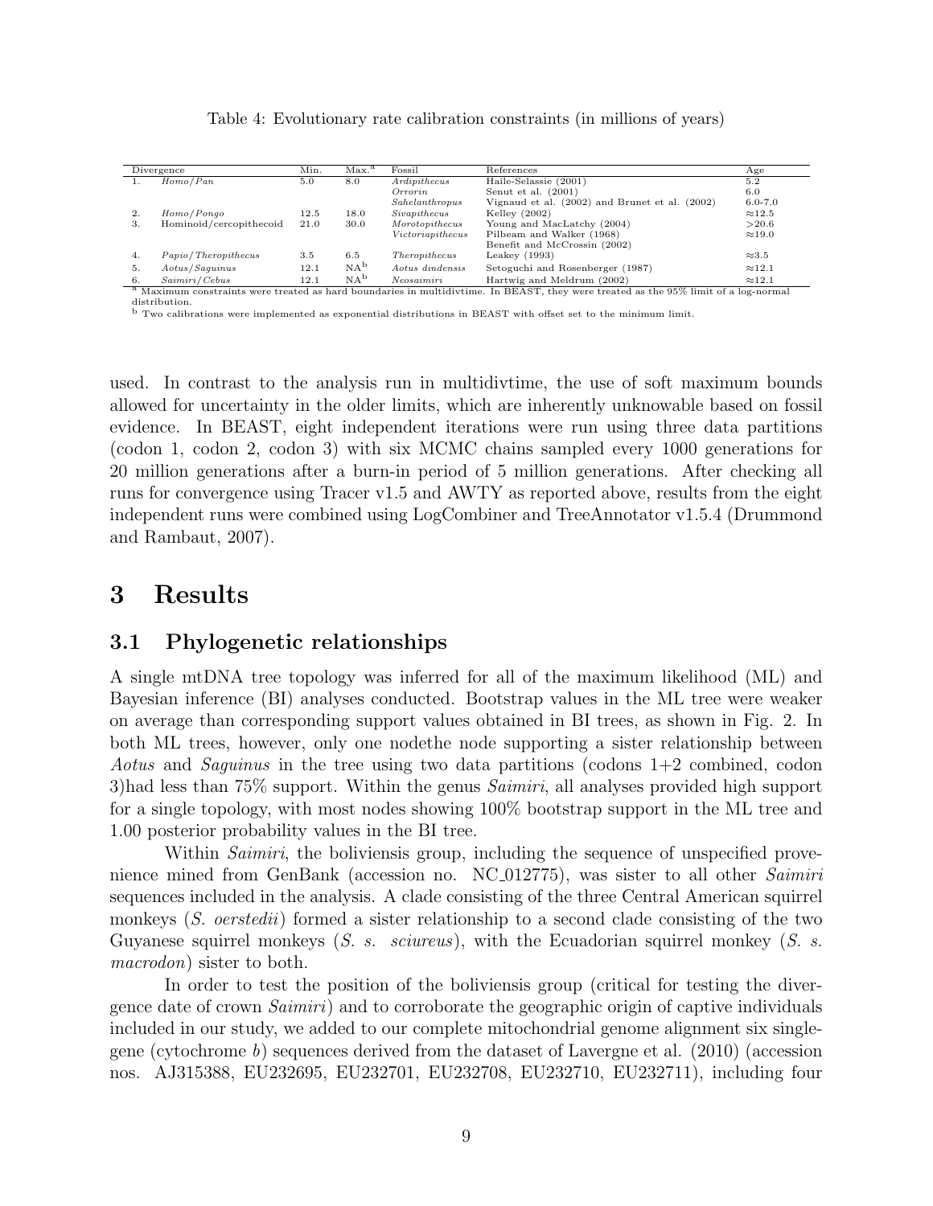Table 4: Evolutionary rate calibration constraints (in millions of years)

| Divergence | | Min. | Max.[a] | Fossil | References | Age |
|---|---|---|---|---|---|---|
| 1. | *Homo/Pan* | 5.0 | 8.0 | *Ardipithecus* | Haile-Selassie (2001) | 5.2 |
| | | | | *Orrorin* | Senut et al. (2001) | 6.0 |
| | | | | *Sahelanthropus* | Vignaud et al. (2002) and Brunet et al. (2002) | 6.0-7.0 |
| 2. | *Homo/Pongo* | 12.5 | 18.0 | *Sivapithecus* | Kelley (2002) | ≈12.5 |
| 3. | Hominoid/cercopithecoid | 21.0 | 30.0 | *Morotopithecus* | Young and MacLatchy (2004) | >20.6 |
| | | | | *Victoriapithecus* | Pilbeam and Walker (1968) | ≈19.0 |
| | | | | | Benefit and McCrossin (2002) | |
| 4. | *Papio/Theropithecus* | 3.5 | 6.5 | *Theropithecus* | Leakey (1993) | ≈3.5 |
| 5. | *Aotus/Saguinus* | 12.1 | NA[b] | *Aotus dindensis* | Setoguchi and Rosenberger (1987) | ≈12.1 |
| 6. | *Saimiri/Cebus* | 12.1 | NA[b] | *Neosaimiri* | Hartwig and Meldrum (2002) | ≈12.1 |

[a] Maximum constraints were treated as hard boundaries in multidivtime. In BEAST, they were treated as the 95% limit of a log-normal distribution.

[b] Two calibrations were implemented as exponential distributions in BEAST with offset set to the minimum limit.

used. In contrast to the analysis run in multidivtime, the use of soft maximum bounds allowed for uncertainty in the older limits, which are inherently unknowable based on fossil evidence. In BEAST, eight independent iterations were run using three data partitions (codon 1, codon 2, codon 3) with six MCMC chains sampled every 1000 generations for 20 million generations after a burn-in period of 5 million generations. After checking all runs for convergence using Tracer v1.5 and AWTY as reported above, results from the eight independent runs were combined using LogCombiner and TreeAnnotator v1.5.4 (Drummond and Rambaut, 2007).

# 3 Results

## 3.1 Phylogenetic relationships

A single mtDNA tree topology was inferred for all of the maximum likelihood (ML) and Bayesian inference (BI) analyses conducted. Bootstrap values in the ML tree were weaker on average than corresponding support values obtained in BI trees, as shown in Fig. 2. In both ML trees, however, only one nodethe node supporting a sister relationship between *Aotus* and *Saguinus* in the tree using two data partitions (codons 1+2 combined, codon 3)had less than 75% support. Within the genus *Saimiri*, all analyses provided high support for a single topology, with most nodes showing 100% bootstrap support in the ML tree and 1.00 posterior probability values in the BI tree.

Within *Saimiri*, the boliviensis group, including the sequence of unspecified provenience mined from GenBank (accession no. NC_012775), was sister to all other *Saimiri* sequences included in the analysis. A clade consisting of the three Central American squirrel monkeys (*S. oerstedii*) formed a sister relationship to a second clade consisting of the two Guyanese squirrel monkeys (*S. s. sciureus*), with the Ecuadorian squirrel monkey (*S. s. macrodon*) sister to both.

In order to test the position of the boliviensis group (critical for testing the divergence date of crown *Saimiri*) and to corroborate the geographic origin of captive individuals included in our study, we added to our complete mitochondrial genome alignment six single-gene (cytochrome *b*) sequences derived from the dataset of Lavergne et al. (2010) (accession nos. AJ315388, EU232695, EU232701, EU232708, EU232710, EU232711), including four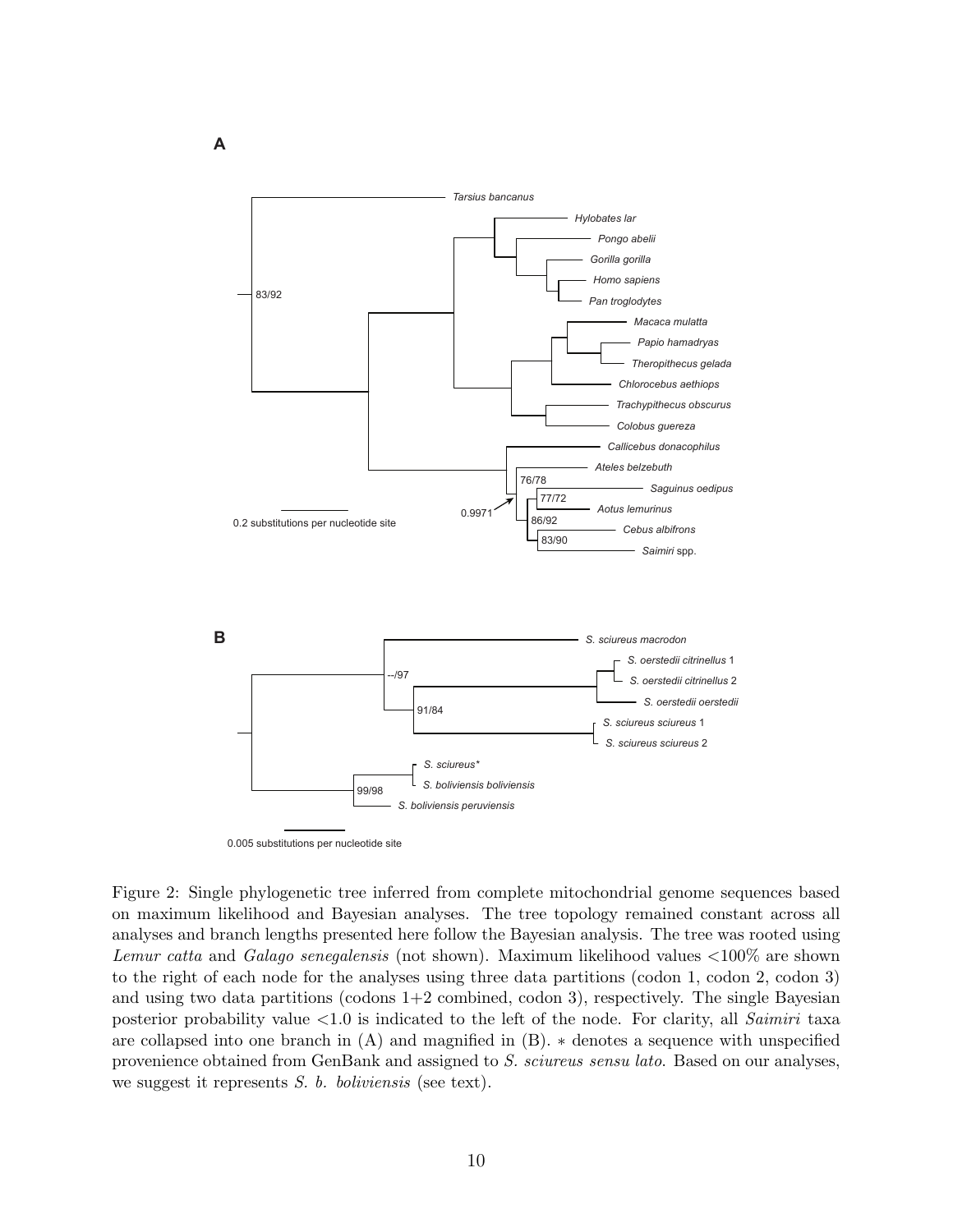Figure 2: Single phylogenetic tree inferred from complete mitochondrial genome sequences based on maximum likelihood and Bayesian analyses. The tree topology remained constant across all analyses and branch lengths presented here follow the Bayesian analysis. The tree was rooted using *Lemur catta* and *Galago senegalensis* (not shown). Maximum likelihood values <100% are shown to the right of each node for the analyses using three data partitions (codon 1, codon 2, codon 3) and using two data partitions (codons 1+2 combined, codon 3), respectively. The single Bayesian posterior probability value <1.0 is indicated to the left of the node. For clarity, all *Saimiri* taxa are collapsed into one branch in (A) and magnified in (B). * denotes a sequence with unspecified provenience obtained from GenBank and assigned to *S. sciureus sensu lato*. Based on our analyses, we suggest it represents *S. b. boliviensis* (see text).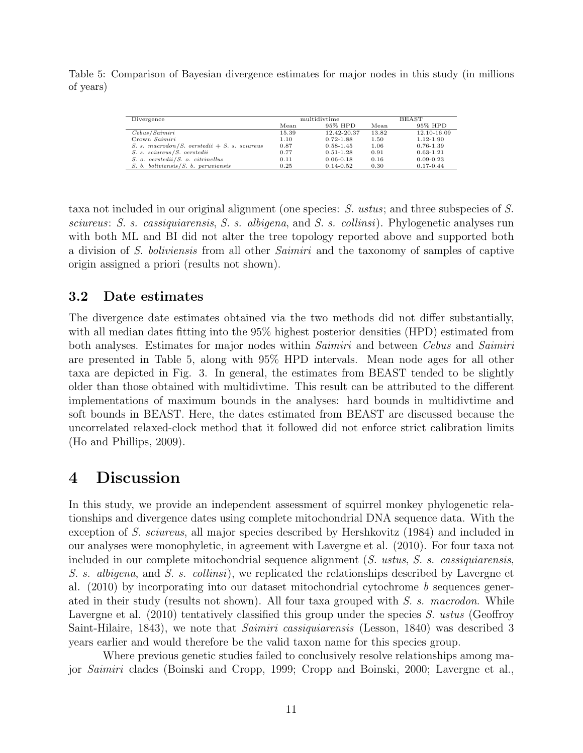Table 5: Comparison of Bayesian divergence estimates for major nodes in this study (in millions of years)

| Divergence | multidivtime | | BEAST | |
|---|---|---|---|---|
| | Mean | 95% HPD | Mean | 95% HPD |
| *Cebus*/*Saimiri* | 15.39 | 12.42-20.37 | 13.82 | 12.10-16.09 |
| Crown *Saimiri* | 1.10 | 0.72-1.88 | 1.50 | 1.12-1.90 |
| *S. s. macrodon*/*S. oerstedii* + *S. s. sciureus* | 0.87 | 0.58-1.45 | 1.06 | 0.76-1.39 |
| *S. s. sciureus*/*S. oerstedii* | 0.77 | 0.51-1.28 | 0.91 | 0.63-1.21 |
| *S. o. oerstedii*/*S. o. citrinellus* | 0.11 | 0.06-0.18 | 0.16 | 0.09-0.23 |
| *S. b. boliviensis*/*S. b. peruviensis* | 0.25 | 0.14-0.52 | 0.30 | 0.17-0.44 |

taxa not included in our original alignment (one species: *S. ustus*; and three subspecies of *S. sciureus*: *S. s. cassiquiarensis*, *S. s. albigena*, and *S. s. collinsi*). Phylogenetic analyses run with both ML and BI did not alter the tree topology reported above and supported both a division of *S. boliviensis* from all other *Saimiri* and the taxonomy of samples of captive origin assigned a priori (results not shown).

### 3.2 Date estimates

The divergence date estimates obtained via the two methods did not differ substantially, with all median dates fitting into the 95% highest posterior densities (HPD) estimated from both analyses. Estimates for major nodes within *Saimiri* and between *Cebus* and *Saimiri* are presented in Table 5, along with 95% HPD intervals. Mean node ages for all other taxa are depicted in Fig. 3. In general, the estimates from BEAST tended to be slightly older than those obtained with multidivtime. This result can be attributed to the different implementations of maximum bounds in the analyses: hard bounds in multidivtime and soft bounds in BEAST. Here, the dates estimated from BEAST are discussed because the uncorrelated relaxed-clock method that it followed did not enforce strict calibration limits (Ho and Phillips, 2009).

## 4 Discussion

In this study, we provide an independent assessment of squirrel monkey phylogenetic relationships and divergence dates using complete mitochondrial DNA sequence data. With the exception of *S. sciureus*, all major species described by Hershkovitz (1984) and included in our analyses were monophyletic, in agreement with Lavergne et al. (2010). For four taxa not included in our complete mitochondrial sequence alignment (*S. ustus*, *S. s. cassiquiarensis*, *S. s. albigena*, and *S. s. collinsi*), we replicated the relationships described by Lavergne et al. (2010) by incorporating into our dataset mitochondrial cytochrome *b* sequences generated in their study (results not shown). All four taxa grouped with *S. s. macrodon*. While Lavergne et al. (2010) tentatively classified this group under the species *S. ustus* (Geoffroy Saint-Hilaire, 1843), we note that *Saimiri cassiquiarensis* (Lesson, 1840) was described 3 years earlier and would therefore be the valid taxon name for this species group.

Where previous genetic studies failed to conclusively resolve relationships among major *Saimiri* clades (Boinski and Cropp, 1999; Cropp and Boinski, 2000; Lavergne et al.,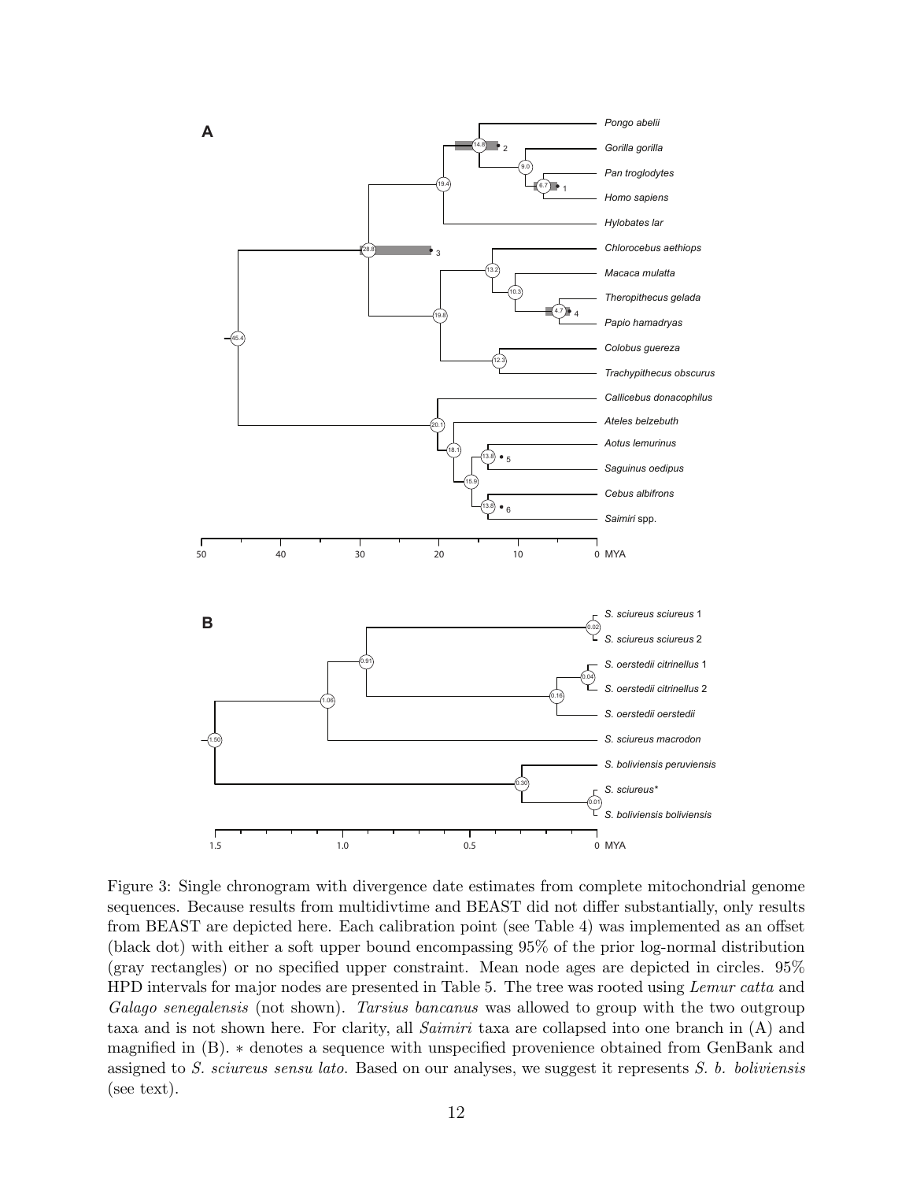Figure 3: Single chronogram with divergence date estimates from complete mitochondrial genome sequences. Because results from multidivtime and BEAST did not differ substantially, only results from BEAST are depicted here. Each calibration point (see Table 4) was implemented as an offset (black dot) with either a soft upper bound encompassing 95% of the prior log-normal distribution (gray rectangles) or no specified upper constraint. Mean node ages are depicted in circles. 95% HPD intervals for major nodes are presented in Table 5. The tree was rooted using *Lemur catta* and *Galago senegalensis* (not shown). *Tarsius bancanus* was allowed to group with the two outgroup taxa and is not shown here. For clarity, all *Saimiri* taxa are collapsed into one branch in (A) and magnified in (B). ∗ denotes a sequence with unspecified provenience obtained from GenBank and assigned to *S. sciureus sensu lato*. Based on our analyses, we suggest it represents *S. b. boliviensis* (see text).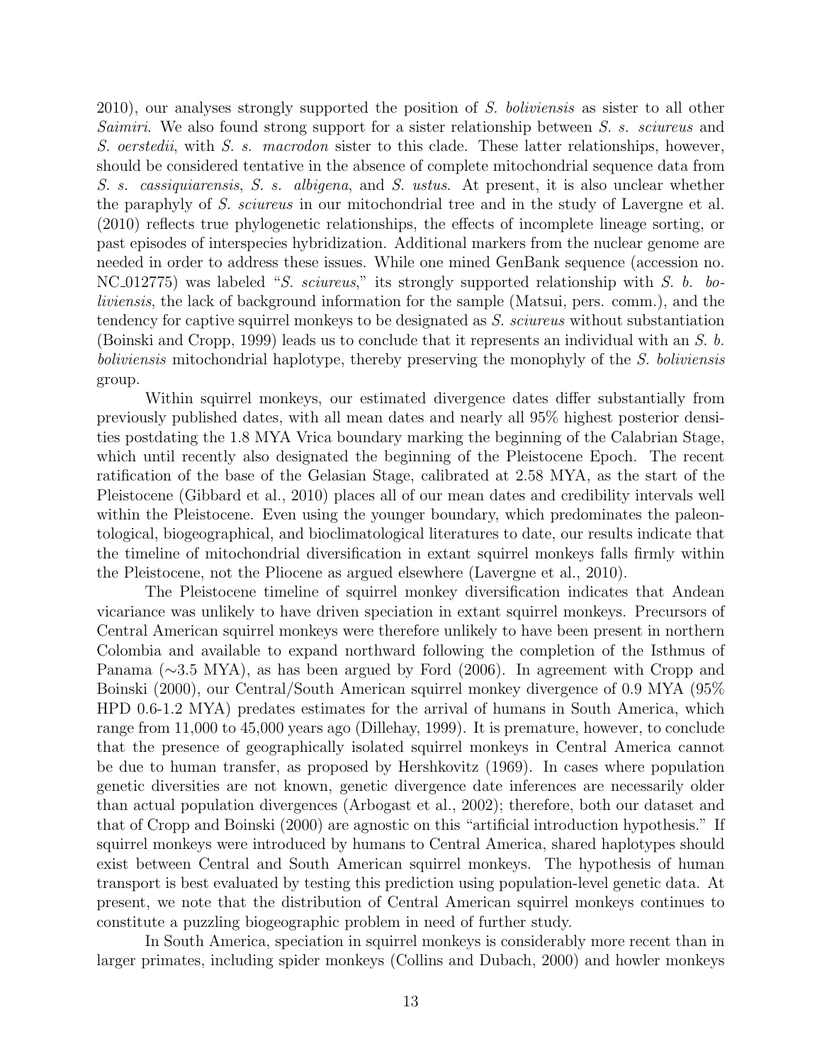2010), our analyses strongly supported the position of *S. boliviensis* as sister to all other *Saimiri*. We also found strong support for a sister relationship between *S. s. sciureus* and *S. oerstedii*, with *S. s. macrodon* sister to this clade. These latter relationships, however, should be considered tentative in the absence of complete mitochondrial sequence data from *S. s. cassiquiarensis*, *S. s. albigena*, and *S. ustus*. At present, it is also unclear whether the paraphyly of *S. sciureus* in our mitochondrial tree and in the study of Lavergne et al. (2010) reflects true phylogenetic relationships, the effects of incomplete lineage sorting, or past episodes of interspecies hybridization. Additional markers from the nuclear genome are needed in order to address these issues. While one mined GenBank sequence (accession no. NC_012775) was labeled "*S. sciureus*," its strongly supported relationship with *S. b. boliviensis*, the lack of background information for the sample (Matsui, pers. comm.), and the tendency for captive squirrel monkeys to be designated as *S. sciureus* without substantiation (Boinski and Cropp, 1999) leads us to conclude that it represents an individual with an *S. b. boliviensis* mitochondrial haplotype, thereby preserving the monophyly of the *S. boliviensis* group.

Within squirrel monkeys, our estimated divergence dates differ substantially from previously published dates, with all mean dates and nearly all 95% highest posterior densities postdating the 1.8 MYA Vrica boundary marking the beginning of the Calabrian Stage, which until recently also designated the beginning of the Pleistocene Epoch. The recent ratification of the base of the Gelasian Stage, calibrated at 2.58 MYA, as the start of the Pleistocene (Gibbard et al., 2010) places all of our mean dates and credibility intervals well within the Pleistocene. Even using the younger boundary, which predominates the paleontological, biogeographical, and bioclimatological literatures to date, our results indicate that the timeline of mitochondrial diversification in extant squirrel monkeys falls firmly within the Pleistocene, not the Pliocene as argued elsewhere (Lavergne et al., 2010).

The Pleistocene timeline of squirrel monkey diversification indicates that Andean vicariance was unlikely to have driven speciation in extant squirrel monkeys. Precursors of Central American squirrel monkeys were therefore unlikely to have been present in northern Colombia and available to expand northward following the completion of the Isthmus of Panama (~3.5 MYA), as has been argued by Ford (2006). In agreement with Cropp and Boinski (2000), our Central/South American squirrel monkey divergence of 0.9 MYA (95% HPD 0.6-1.2 MYA) predates estimates for the arrival of humans in South America, which range from 11,000 to 45,000 years ago (Dillehay, 1999). It is premature, however, to conclude that the presence of geographically isolated squirrel monkeys in Central America cannot be due to human transfer, as proposed by Hershkovitz (1969). In cases where population genetic diversities are not known, genetic divergence date inferences are necessarily older than actual population divergences (Arbogast et al., 2002); therefore, both our dataset and that of Cropp and Boinski (2000) are agnostic on this "artificial introduction hypothesis." If squirrel monkeys were introduced by humans to Central America, shared haplotypes should exist between Central and South American squirrel monkeys. The hypothesis of human transport is best evaluated by testing this prediction using population-level genetic data. At present, we note that the distribution of Central American squirrel monkeys continues to constitute a puzzling biogeographic problem in need of further study.

In South America, speciation in squirrel monkeys is considerably more recent than in larger primates, including spider monkeys (Collins and Dubach, 2000) and howler monkeys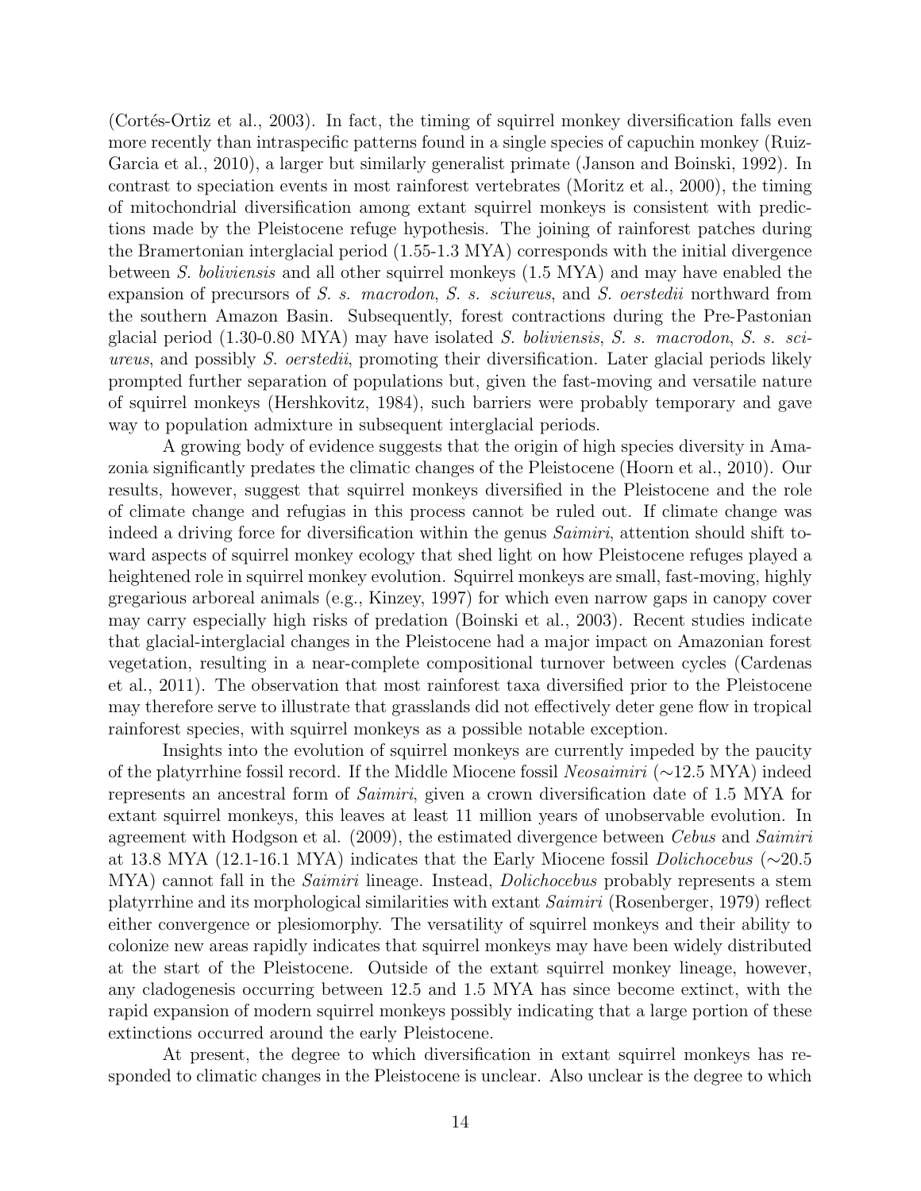(Cortés-Ortiz et al., 2003). In fact, the timing of squirrel monkey diversification falls even more recently than intraspecific patterns found in a single species of capuchin monkey (Ruiz-Garcia et al., 2010), a larger but similarly generalist primate (Janson and Boinski, 1992). In contrast to speciation events in most rainforest vertebrates (Moritz et al., 2000), the timing of mitochondrial diversification among extant squirrel monkeys is consistent with predictions made by the Pleistocene refuge hypothesis. The joining of rainforest patches during the Bramertonian interglacial period (1.55-1.3 MYA) corresponds with the initial divergence between *S. boliviensis* and all other squirrel monkeys (1.5 MYA) and may have enabled the expansion of precursors of *S. s. macrodon*, *S. s. sciureus*, and *S. oerstedii* northward from the southern Amazon Basin. Subsequently, forest contractions during the Pre-Pastonian glacial period (1.30-0.80 MYA) may have isolated *S. boliviensis*, *S. macrodon*, *S. s. sciureus*, and possibly *S. oerstedii*, promoting their diversification. Later glacial periods likely prompted further separation of populations but, given the fast-moving and versatile nature of squirrel monkeys (Hershkovitz, 1984), such barriers were probably temporary and gave way to population admixture in subsequent interglacial periods.

A growing body of evidence suggests that the origin of high species diversity in Amazonia significantly predates the climatic changes of the Pleistocene (Hoorn et al., 2010). Our results, however, suggest that squirrel monkeys diversified in the Pleistocene and the role of climate change and refugias in this process cannot be ruled out. If climate change was indeed a driving force for diversification within the genus *Saimiri*, attention should shift toward aspects of squirrel monkey ecology that shed light on how Pleistocene refuges played a heightened role in squirrel monkey evolution. Squirrel monkeys are small, fast-moving, highly gregarious arboreal animals (e.g., Kinzey, 1997) for which even narrow gaps in canopy cover may carry especially high risks of predation (Boinski et al., 2003). Recent studies indicate that glacial-interglacial changes in the Pleistocene had a major impact on Amazonian forest vegetation, resulting in a near-complete compositional turnover between cycles (Cardenas et al., 2011). The observation that most rainforest taxa diversified prior to the Pleistocene may therefore serve to illustrate that grasslands did not effectively deter gene flow in tropical rainforest species, with squirrel monkeys as a possible notable exception.

Insights into the evolution of squirrel monkeys are currently impeded by the paucity of the platyrrhine fossil record. If the Middle Miocene fossil *Neosaimiri* ($\sim$12.5 MYA) indeed represents an ancestral form of *Saimiri*, given a crown diversification date of 1.5 MYA for extant squirrel monkeys, this leaves at least 11 million years of unobservable evolution. In agreement with Hodgson et al. (2009), the estimated divergence between *Cebus* and *Saimiri* at 13.8 MYA (12.1-16.1 MYA) indicates that the Early Miocene fossil *Dolichocebus* ($\sim$20.5 MYA) cannot fall in the *Saimiri* lineage. Instead, *Dolichocebus* probably represents a stem platyrrhine and its morphological similarities with extant *Saimiri* (Rosenberger, 1979) reflect either convergence or plesiomorphy. The versatility of squirrel monkeys and their ability to colonize new areas rapidly indicates that squirrel monkeys may have been widely distributed at the start of the Pleistocene. Outside of the extant squirrel monkey lineage, however, any cladogenesis occurring between 12.5 and 1.5 MYA has since become extinct, with the rapid expansion of modern squirrel monkeys possibly indicating that a large portion of these extinctions occurred around the early Pleistocene.

At present, the degree to which diversification in extant squirrel monkeys has responded to climatic changes in the Pleistocene is unclear. Also unclear is the degree to which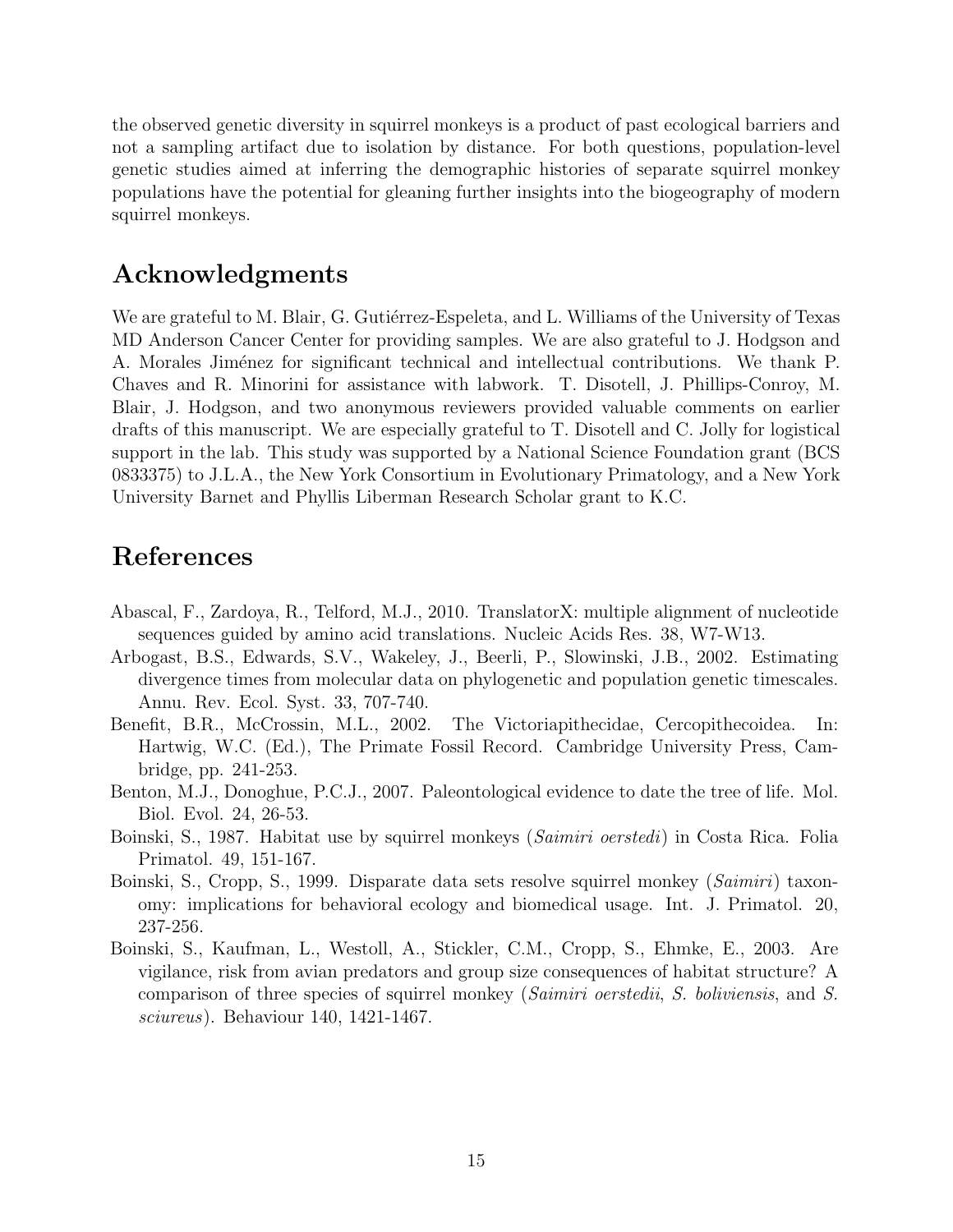the observed genetic diversity in squirrel monkeys is a product of past ecological barriers and not a sampling artifact due to isolation by distance. For both questions, population-level genetic studies aimed at inferring the demographic histories of separate squirrel monkey populations have the potential for gleaning further insights into the biogeography of modern squirrel monkeys.

## Acknowledgments

We are grateful to M. Blair, G. Gutiérrez-Espeleta, and L. Williams of the University of Texas MD Anderson Cancer Center for providing samples. We are also grateful to J. Hodgson and A. Morales Jiménez for significant technical and intellectual contributions. We thank P. Chaves and R. Minorini for assistance with labwork. T. Disotell, J. Phillips-Conroy, M. Blair, J. Hodgson, and two anonymous reviewers provided valuable comments on earlier drafts of this manuscript. We are especially grateful to T. Disotell and C. Jolly for logistical support in the lab. This study was supported by a National Science Foundation grant (BCS 0833375) to J.L.A., the New York Consortium in Evolutionary Primatology, and a New York University Barnet and Phyllis Liberman Research Scholar grant to K.C.

## References

Abascal, F., Zardoya, R., Telford, M.J., 2010. TranslatorX: multiple alignment of nucleotide sequences guided by amino acid translations. Nucleic Acids Res. 38, W7-W13.

Arbogast, B.S., Edwards, S.V., Wakeley, J., Beerli, P., Slowinski, J.B., 2002. Estimating divergence times from molecular data on phylogenetic and population genetic timescales. Annu. Rev. Ecol. Syst. 33, 707-740.

Benefit, B.R., McCrossin, M.L., 2002. The Victoriapithecidae, Cercopithecoidea. In: Hartwig, W.C. (Ed.), The Primate Fossil Record. Cambridge University Press, Cambridge, pp. 241-253.

Benton, M.J., Donoghue, P.C.J., 2007. Paleontological evidence to date the tree of life. Mol. Biol. Evol. 24, 26-53.

Boinski, S., 1987. Habitat use by squirrel monkeys (*Saimiri oerstedi*) in Costa Rica. Folia Primatol. 49, 151-167.

Boinski, S., Cropp, S., 1999. Disparate data sets resolve squirrel monkey (*Saimiri*) taxonomy: implications for behavioral ecology and biomedical usage. Int. J. Primatol. 20, 237-256.

Boinski, S., Kaufman, L., Westoll, A., Stickler, C.M., Cropp, S., Ehmke, E., 2003. Are vigilance, risk from avian predators and group size consequences of habitat structure? A comparison of three species of squirrel monkey (*Saimiri oerstedii*, *S. boliviensis*, and *S. sciureus*). Behaviour 140, 1421-1467.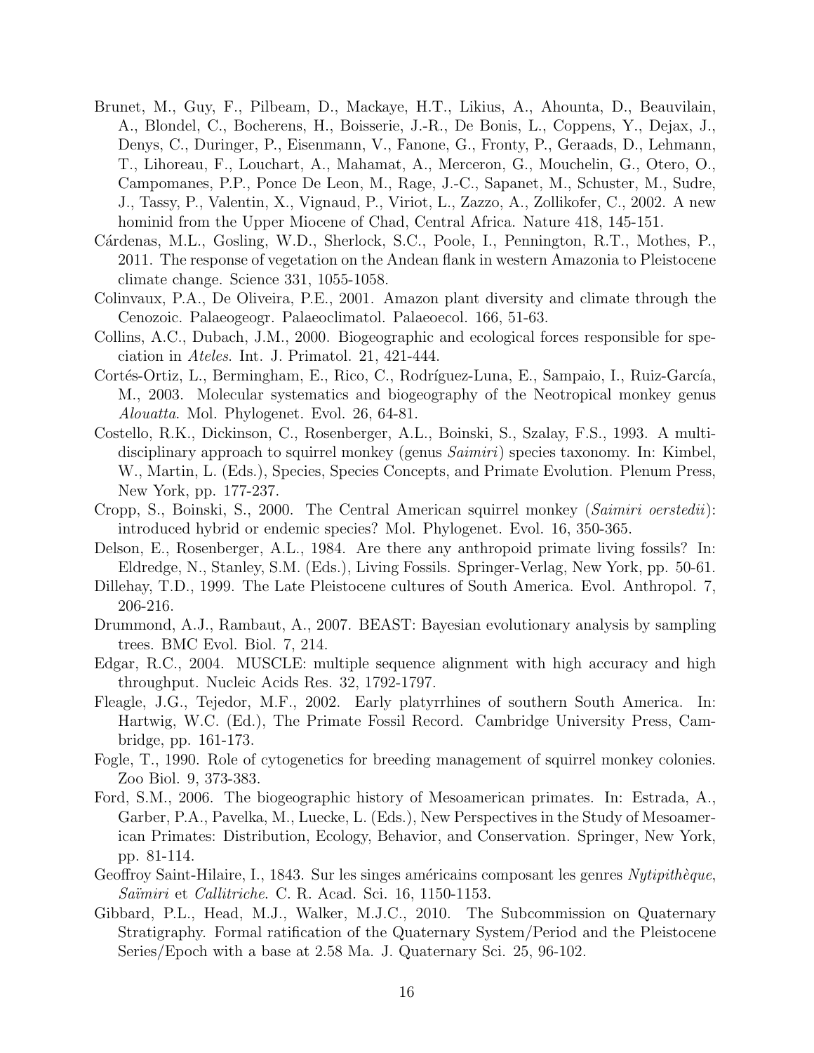Brunet, M., Guy, F., Pilbeam, D., Mackaye, H.T., Likius, A., Ahounta, D., Beauvilain, A., Blondel, C., Bocherens, H., Boisserie, J.-R., De Bonis, L., Coppens, Y., Dejax, J., Denys, C., Duringer, P., Eisenmann, V., Fanone, G., Fronty, P., Geraads, D., Lehmann, T., Lihoreau, F., Louchart, A., Mahamat, A., Merceron, G., Mouchelin, G., Otero, O., Campomanes, P.P., Ponce De Leon, M., Rage, J.-C., Sapanet, M., Schuster, M., Sudre, J., Tassy, P., Valentin, X., Vignaud, P., Viriot, L., Zazzo, A., Zollikofer, C., 2002. A new hominid from the Upper Miocene of Chad, Central Africa. Nature 418, 145-151.

Cárdenas, M.L., Gosling, W.D., Sherlock, S.C., Poole, I., Pennington, R.T., Mothes, P., 2011. The response of vegetation on the Andean flank in western Amazonia to Pleistocene climate change. Science 331, 1055-1058.

Colinvaux, P.A., De Oliveira, P.E., 2001. Amazon plant diversity and climate through the Cenozoic. Palaeogeogr. Palaeoclimatol. Palaeoecol. 166, 51-63.

Collins, A.C., Dubach, J.M., 2000. Biogeographic and ecological forces responsible for speciation in *Ateles*. Int. J. Primatol. 21, 421-444.

Cortés-Ortiz, L., Bermingham, E., Rico, C., Rodríguez-Luna, E., Sampaio, I., Ruiz-García, M., 2003. Molecular systematics and biogeography of the Neotropical monkey genus *Alouatta*. Mol. Phylogenet. Evol. 26, 64-81.

Costello, R.K., Dickinson, C., Rosenberger, A.L., Boinski, S., Szalay, F.S., 1993. A multidisciplinary approach to squirrel monkey (genus *Saimiri*) species taxonomy. In: Kimbel, W., Martin, L. (Eds.), Species, Species Concepts, and Primate Evolution. Plenum Press, New York, pp. 177-237.

Cropp, S., Boinski, S., 2000. The Central American squirrel monkey (*Saimiri oerstedii*): introduced hybrid or endemic species? Mol. Phylogenet. Evol. 16, 350-365.

Delson, E., Rosenberger, A.L., 1984. Are there any anthropoid primate living fossils? In: Eldredge, N., Stanley, S.M. (Eds.), Living Fossils. Springer-Verlag, New York, pp. 50-61.

Dillehay, T.D., 1999. The Late Pleistocene cultures of South America. Evol. Anthropol. 7, 206-216.

Drummond, A.J., Rambaut, A., 2007. BEAST: Bayesian evolutionary analysis by sampling trees. BMC Evol. Biol. 7, 214.

Edgar, R.C., 2004. MUSCLE: multiple sequence alignment with high accuracy and high throughput. Nucleic Acids Res. 32, 1792-1797.

Fleagle, J.G., Tejedor, M.F., 2002. Early platyrrhines of southern South America. In: Hartwig, W.C. (Ed.), The Primate Fossil Record. Cambridge University Press, Cambridge, pp. 161-173.

Fogle, T., 1990. Role of cytogenetics for breeding management of squirrel monkey colonies. Zoo Biol. 9, 373-383.

Ford, S.M., 2006. The biogeographic history of Mesoamerican primates. In: Estrada, A., Garber, P.A., Pavelka, M., Luecke, L. (Eds.), New Perspectives in the Study of Mesoamerican Primates: Distribution, Ecology, Behavior, and Conservation. Springer, New York, pp. 81-114.

Geoffroy Saint-Hilaire, I., 1843. Sur les singes américains composant les genres *Nytipithèque*, *Saïmiri* et *Callitriche*. C. R. Acad. Sci. 16, 1150-1153.

Gibbard, P.L., Head, M.J., Walker, M.J.C., 2010. The Subcommission on Quaternary Stratigraphy. Formal ratification of the Quaternary System/Period and the Pleistocene Series/Epoch with a base at 2.58 Ma. J. Quaternary Sci. 25, 96-102.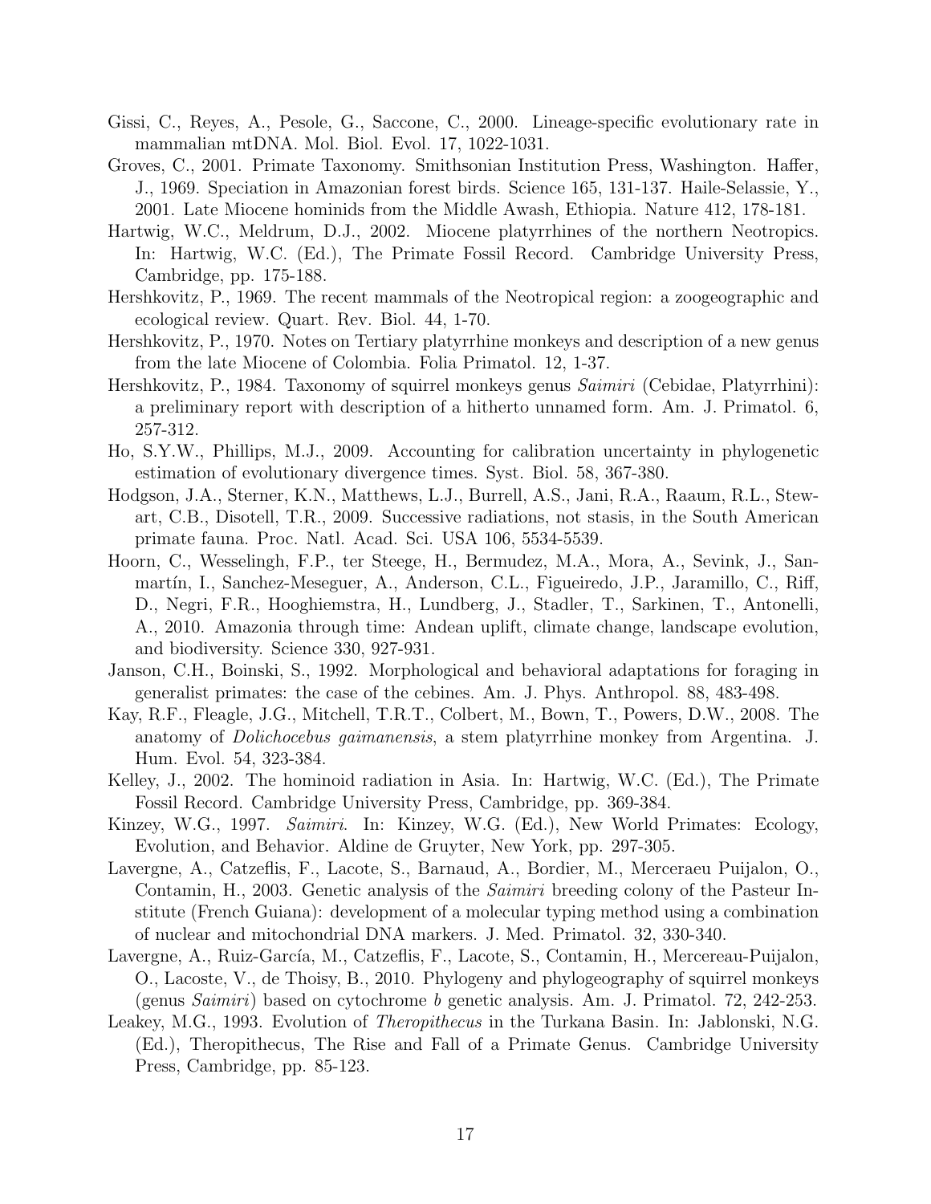Gissi, C., Reyes, A., Pesole, G., Saccone, C., 2000. Lineage-specific evolutionary rate in mammalian mtDNA. Mol. Biol. Evol. 17, 1022-1031.

Groves, C., 2001. Primate Taxonomy. Smithsonian Institution Press, Washington. Haffer, J., 1969. Speciation in Amazonian forest birds. Science 165, 131-137. Haile-Selassie, Y., 2001. Late Miocene hominids from the Middle Awash, Ethiopia. Nature 412, 178-181.

Hartwig, W.C., Meldrum, D.J., 2002. Miocene platyrrhines of the northern Neotropics. In: Hartwig, W.C. (Ed.), The Primate Fossil Record. Cambridge University Press, Cambridge, pp. 175-188.

Hershkovitz, P., 1969. The recent mammals of the Neotropical region: a zoogeographic and ecological review. Quart. Rev. Biol. 44, 1-70.

Hershkovitz, P., 1970. Notes on Tertiary platyrrhine monkeys and description of a new genus from the late Miocene of Colombia. Folia Primatol. 12, 1-37.

Hershkovitz, P., 1984. Taxonomy of squirrel monkeys genus *Saimiri* (Cebidae, Platyrrhini): a preliminary report with description of a hitherto unnamed form. Am. J. Primatol. 6, 257-312.

Ho, S.Y.W., Phillips, M.J., 2009. Accounting for calibration uncertainty in phylogenetic estimation of evolutionary divergence times. Syst. Biol. 58, 367-380.

Hodgson, J.A., Sterner, K.N., Matthews, L.J., Burrell, A.S., Jani, R.A., Raaum, R.L., Stewart, C.B., Disotell, T.R., 2009. Successive radiations, not stasis, in the South American primate fauna. Proc. Natl. Acad. Sci. USA 106, 5534-5539.

Hoorn, C., Wesselingh, F.P., ter Steege, H., Bermudez, M.A., Mora, A., Sevink, J., Sanmartín, I., Sanchez-Meseguer, A., Anderson, C.L., Figueiredo, J.P., Jaramillo, C., Riff, D., Negri, F.R., Hooghiemstra, H., Lundberg, J., Stadler, T., Sarkinen, T., Antonelli, A., 2010. Amazonia through time: Andean uplift, climate change, landscape evolution, and biodiversity. Science 330, 927-931.

Janson, C.H., Boinski, S., 1992. Morphological and behavioral adaptations for foraging in generalist primates: the case of the cebines. Am. J. Phys. Anthropol. 88, 483-498.

Kay, R.F., Fleagle, J.G., Mitchell, T.R.T., Colbert, M., Bown, T., Powers, D.W., 2008. The anatomy of *Dolichocebus gaimanensis*, a stem platyrrhine monkey from Argentina. J. Hum. Evol. 54, 323-384.

Kelley, J., 2002. The hominoid radiation in Asia. In: Hartwig, W.C. (Ed.), The Primate Fossil Record. Cambridge University Press, Cambridge, pp. 369-384.

Kinzey, W.G., 1997. *Saimiri*. In: Kinzey, W.G. (Ed.), New World Primates: Ecology, Evolution, and Behavior. Aldine de Gruyter, New York, pp. 297-305.

Lavergne, A., Catzeflis, F., Lacote, S., Barnaud, A., Bordier, M., Merceraeu Puijalon, O., Contamin, H., 2003. Genetic analysis of the *Saimiri* breeding colony of the Pasteur Institute (French Guiana): development of a molecular typing method using a combination of nuclear and mitochondrial DNA markers. J. Med. Primatol. 32, 330-340.

Lavergne, A., Ruiz-García, M., Catzeflis, F., Lacote, S., Contamin, H., Mercereau-Puijalon, O., Lacoste, V., de Thoisy, B., 2010. Phylogeny and phylogeography of squirrel monkeys (genus *Saimiri*) based on cytochrome *b* genetic analysis. Am. J. Primatol. 72, 242-253.

Leakey, M.G., 1993. Evolution of *Theropithecus* in the Turkana Basin. In: Jablonski, N.G. (Ed.), Theropithecus, The Rise and Fall of a Primate Genus. Cambridge University Press, Cambridge, pp. 85-123.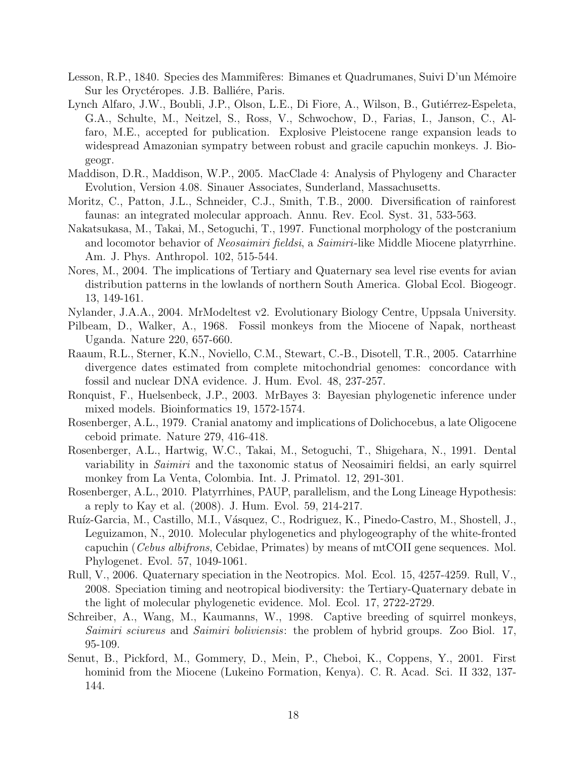Lesson, R.P., 1840. Species des Mammifères: Bimanes et Quadrumanes, Suivi D'un Mémoire Sur les Oryctéropes. J.B. Balliére, Paris.

Lynch Alfaro, J.W., Boubli, J.P., Olson, L.E., Di Fiore, A., Wilson, B., Gutiérrez-Espeleta, G.A., Schulte, M., Neitzel, S., Ross, V., Schwochow, D., Farias, I., Janson, C., Alfaro, M.E., accepted for publication. Explosive Pleistocene range expansion leads to widespread Amazonian sympatry between robust and gracile capuchin monkeys. J. Biogeogr.

Maddison, D.R., Maddison, W.P., 2005. MacClade 4: Analysis of Phylogeny and Character Evolution, Version 4.08. Sinauer Associates, Sunderland, Massachusetts.

Moritz, C., Patton, J.L., Schneider, C.J., Smith, T.B., 2000. Diversification of rainforest faunas: an integrated molecular approach. Annu. Rev. Ecol. Syst. 31, 533-563.

Nakatsukasa, M., Takai, M., Setoguchi, T., 1997. Functional morphology of the postcranium and locomotor behavior of *Neosaimiri fieldsi*, a *Saimiri*-like Middle Miocene platyrrhine. Am. J. Phys. Anthropol. 102, 515-544.

Nores, M., 2004. The implications of Tertiary and Quaternary sea level rise events for avian distribution patterns in the lowlands of northern South America. Global Ecol. Biogeogr. 13, 149-161.

Nylander, J.A.A., 2004. MrModeltest v2. Evolutionary Biology Centre, Uppsala University.

Pilbeam, D., Walker, A., 1968. Fossil monkeys from the Miocene of Napak, northeast Uganda. Nature 220, 657-660.

Raaum, R.L., Sterner, K.N., Noviello, C.M., Stewart, C.-B., Disotell, T.R., 2005. Catarrhine divergence dates estimated from complete mitochondrial genomes: concordance with fossil and nuclear DNA evidence. J. Hum. Evol. 48, 237-257.

Ronquist, F., Huelsenbeck, J.P., 2003. MrBayes 3: Bayesian phylogenetic inference under mixed models. Bioinformatics 19, 1572-1574.

Rosenberger, A.L., 1979. Cranial anatomy and implications of Dolichocebus, a late Oligocene ceboid primate. Nature 279, 416-418.

Rosenberger, A.L., Hartwig, W.C., Takai, M., Setoguchi, T., Shigehara, N., 1991. Dental variability in *Saimiri* and the taxonomic status of Neosaimiri fieldsi, an early squirrel monkey from La Venta, Colombia. Int. J. Primatol. 12, 291-301.

Rosenberger, A.L., 2010. Platyrrhines, PAUP, parallelism, and the Long Lineage Hypothesis: a reply to Kay et al. (2008). J. Hum. Evol. 59, 214-217.

Ruíz-Garcia, M., Castillo, M.I., Vásquez, C., Rodriguez, K., Pinedo-Castro, M., Shostell, J., Leguizamon, N., 2010. Molecular phylogenetics and phylogeography of the white-fronted capuchin (*Cebus albifrons*, Cebidae, Primates) by means of mtCOII gene sequences. Mol. Phylogenet. Evol. 57, 1049-1061.

Rull, V., 2006. Quaternary speciation in the Neotropics. Mol. Ecol. 15, 4257-4259. Rull, V., 2008. Speciation timing and neotropical biodiversity: the Tertiary-Quaternary debate in the light of molecular phylogenetic evidence. Mol. Ecol. 17, 2722-2729.

Schreiber, A., Wang, M., Kaumanns, W., 1998. Captive breeding of squirrel monkeys, *Saimiri sciureus* and *Saimiri boliviensis*: the problem of hybrid groups. Zoo Biol. 17, 95-109.

Senut, B., Pickford, M., Gommery, D., Mein, P., Cheboi, K., Coppens, Y., 2001. First hominid from the Miocene (Lukeino Formation, Kenya). C. R. Acad. Sci. II 332, 137-144.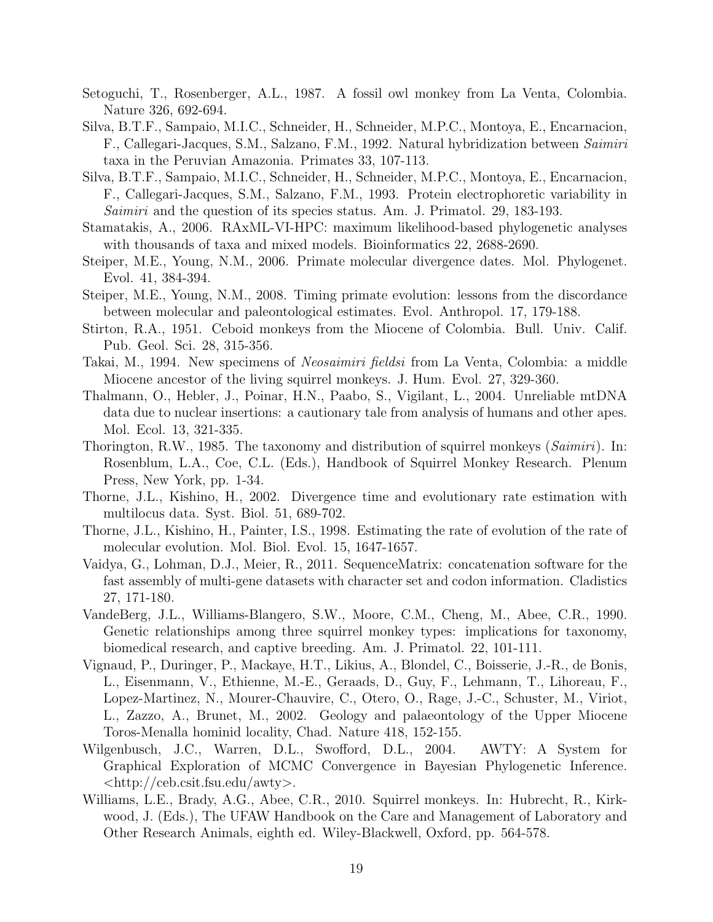Setoguchi, T., Rosenberger, A.L., 1987. A fossil owl monkey from La Venta, Colombia. Nature 326, 692-694.

Silva, B.T.F., Sampaio, M.I.C., Schneider, H., Schneider, M.P.C., Montoya, E., Encarnacion, F., Callegari-Jacques, S.M., Salzano, F.M., 1992. Natural hybridization between *Saimiri* taxa in the Peruvian Amazonia. Primates 33, 107-113.

Silva, B.T.F., Sampaio, M.I.C., Schneider, H., Schneider, M.P.C., Montoya, E., Encarnacion, F., Callegari-Jacques, S.M., Salzano, F.M., 1993. Protein electrophoretic variability in *Saimiri* and the question of its species status. Am. J. Primatol. 29, 183-193.

Stamatakis, A., 2006. RAxML-VI-HPC: maximum likelihood-based phylogenetic analyses with thousands of taxa and mixed models. Bioinformatics 22, 2688-2690.

Steiper, M.E., Young, N.M., 2006. Primate molecular divergence dates. Mol. Phylogenet. Evol. 41, 384-394.

Steiper, M.E., Young, N.M., 2008. Timing primate evolution: lessons from the discordance between molecular and paleontological estimates. Evol. Anthropol. 17, 179-188.

Stirton, R.A., 1951. Ceboid monkeys from the Miocene of Colombia. Bull. Univ. Calif. Pub. Geol. Sci. 28, 315-356.

Takai, M., 1994. New specimens of *Neosaimiri fieldsi* from La Venta, Colombia: a middle Miocene ancestor of the living squirrel monkeys. J. Hum. Evol. 27, 329-360.

Thalmann, O., Hebler, J., Poinar, H.N., Paabo, S., Vigilant, L., 2004. Unreliable mtDNA data due to nuclear insertions: a cautionary tale from analysis of humans and other apes. Mol. Ecol. 13, 321-335.

Thorington, R.W., 1985. The taxonomy and distribution of squirrel monkeys (*Saimiri*). In: Rosenblum, L.A., Coe, C.L. (Eds.), Handbook of Squirrel Monkey Research. Plenum Press, New York, pp. 1-34.

Thorne, J.L., Kishino, H., 2002. Divergence time and evolutionary rate estimation with multilocus data. Syst. Biol. 51, 689-702.

Thorne, J.L., Kishino, H., Painter, I.S., 1998. Estimating the rate of evolution of the rate of molecular evolution. Mol. Biol. Evol. 15, 1647-1657.

Vaidya, G., Lohman, D.J., Meier, R., 2011. SequenceMatrix: concatenation software for the fast assembly of multi-gene datasets with character set and codon information. Cladistics 27, 171-180.

VandeBerg, J.L., Williams-Blangero, S.W., Moore, C.M., Cheng, M., Abee, C.R., 1990. Genetic relationships among three squirrel monkey types: implications for taxonomy, biomedical research, and captive breeding. Am. J. Primatol. 22, 101-111.

Vignaud, P., Duringer, P., Mackaye, H.T., Likius, A., Blondel, C., Boisserie, J.-R., de Bonis, L., Eisenmann, V., Ethienne, M.-E., Geraads, D., Guy, F., Lehmann, T., Lihoreau, F., Lopez-Martinez, N., Mourer-Chauvire, C., Otero, O., Rage, J.-C., Schuster, M., Viriot, L., Zazzo, A., Brunet, M., 2002. Geology and palaeontology of the Upper Miocene Toros-Menalla hominid locality, Chad. Nature 418, 152-155.

Wilgenbusch, J.C., Warren, D.L., Swofford, D.L., 2004. AWTY: A System for Graphical Exploration of MCMC Convergence in Bayesian Phylogenetic Inference. <http://ceb.csit.fsu.edu/awty>.

Williams, L.E., Brady, A.G., Abee, C.R., 2010. Squirrel monkeys. In: Hubrecht, R., Kirkwood, J. (Eds.), The UFAW Handbook on the Care and Management of Laboratory and Other Research Animals, eighth ed. Wiley-Blackwell, Oxford, pp. 564-578.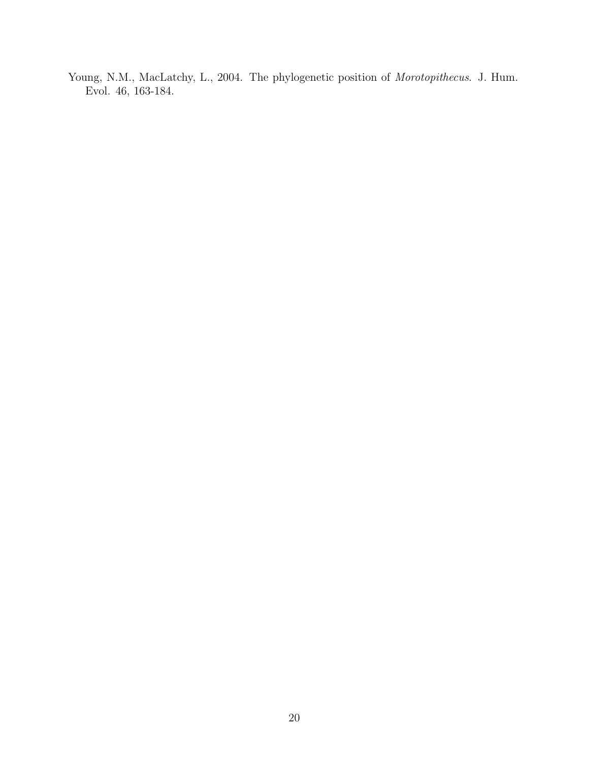Young, N.M., MacLatchy, L., 2004. The phylogenetic position of *Morotopithecus*. J. Hum. Evol. 46, 163-184.